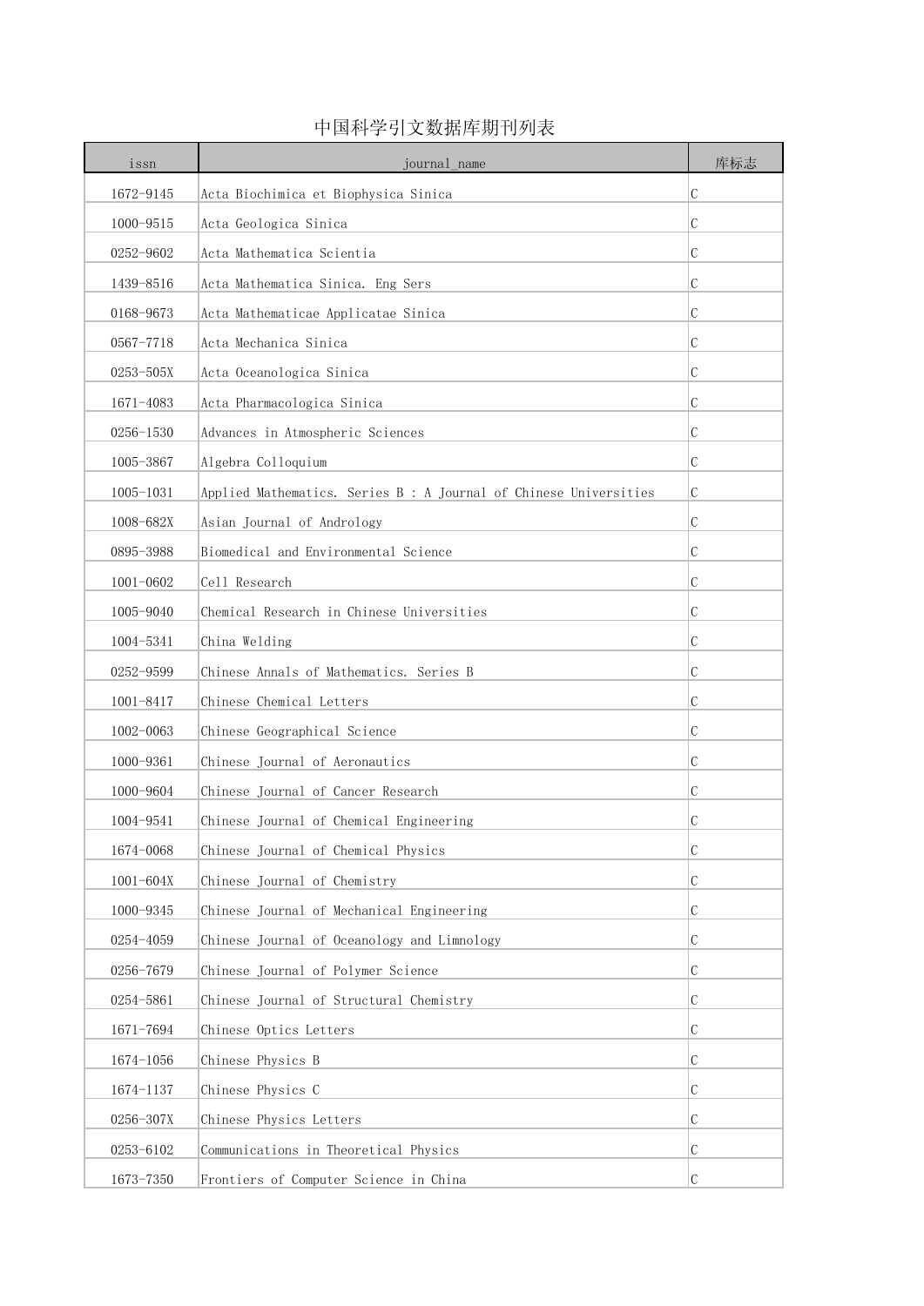# 中国科学引文数据库期刊列表

| issn | journal_name | 库标志 |
|---|---|---|
| 1672-9145 | Acta Biochimica et Biophysica Sinica | C |
| 1000-9515 | Acta Geologica Sinica | C |
| 0252-9602 | Acta Mathematica Scientia | C |
| 1439-8516 | Acta Mathematica Sinica. Eng Sers | C |
| 0168-9673 | Acta Mathematicae Applicatae Sinica | C |
| 0567-7718 | Acta Mechanica Sinica | C |
| 0253-505X | Acta Oceanologica Sinica | C |
| 1671-4083 | Acta Pharmacologica Sinica | C |
| 0256-1530 | Advances in Atmospheric Sciences | C |
| 1005-3867 | Algebra Colloquium | C |
| 1005-1031 | Applied Mathematics. Series B : A Journal of Chinese Universities | C |
| 1008-682X | Asian Journal of Andrology | C |
| 0895-3988 | Biomedical and Environmental Science | C |
| 1001-0602 | Cell Research | C |
| 1005-9040 | Chemical Research in Chinese Universities | C |
| 1004-5341 | China Welding | C |
| 0252-9599 | Chinese Annals of Mathematics. Series B | C |
| 1001-8417 | Chinese Chemical Letters | C |
| 1002-0063 | Chinese Geographical Science | C |
| 1000-9361 | Chinese Journal of Aeronautics | C |
| 1000-9604 | Chinese Journal of Cancer Research | C |
| 1004-9541 | Chinese Journal of Chemical Engineering | C |
| 1674-0068 | Chinese Journal of Chemical Physics | C |
| 1001-604X | Chinese Journal of Chemistry | C |
| 1000-9345 | Chinese Journal of Mechanical Engineering | C |
| 0254-4059 | Chinese Journal of Oceanology and Limnology | C |
| 0256-7679 | Chinese Journal of Polymer Science | C |
| 0254-5861 | Chinese Journal of Structural Chemistry | C |
| 1671-7694 | Chinese Optics Letters | C |
| 1674-1056 | Chinese Physics B | C |
| 1674-1137 | Chinese Physics C | C |
| 0256-307X | Chinese Physics Letters | C |
| 0253-6102 | Communications in Theoretical Physics | C |
| 1673-7350 | Frontiers of Computer Science in China | C |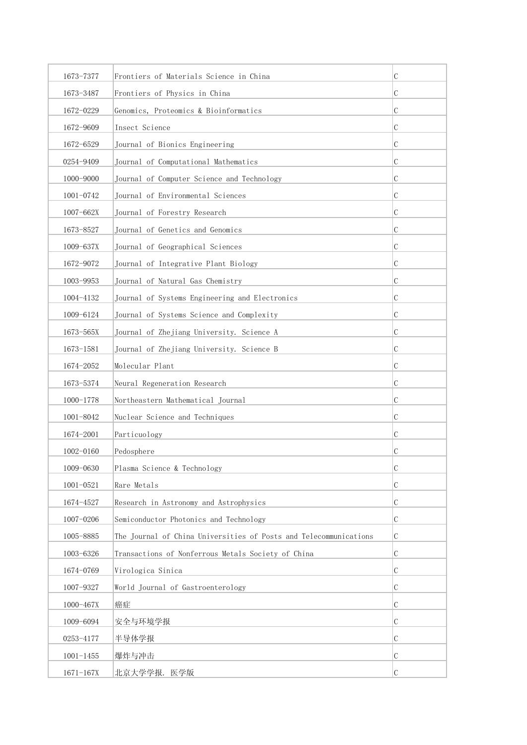| | | |
|---|---|---|
| 1673-7377 | Frontiers of Materials Science in China | C |
| 1673-3487 | Frontiers of Physics in China | C |
| 1672-0229 | Genomics, Proteomics & Bioinformatics | C |
| 1672-9609 | Insect Science | C |
| 1672-6529 | Journal of Bionics Engineering | C |
| 0254-9409 | Journal of Computational Mathematics | C |
| 1000-9000 | Journal of Computer Science and Technology | C |
| 1001-0742 | Journal of Environmental Sciences | C |
| 1007-662X | Journal of Forestry Research | C |
| 1673-8527 | Journal of Genetics and Genomics | C |
| 1009-637X | Journal of Geographical Sciences | C |
| 1672-9072 | Journal of Integrative Plant Biology | C |
| 1003-9953 | Journal of Natural Gas Chemistry | C |
| 1004-4132 | Journal of Systems Engineering and Electronics | C |
| 1009-6124 | Journal of Systems Science and Complexity | C |
| 1673-565X | Journal of Zhejiang University. Science A | C |
| 1673-1581 | Journal of Zhejiang University. Science B | C |
| 1674-2052 | Molecular Plant | C |
| 1673-5374 | Neural Regeneration Research | C |
| 1000-1778 | Northeastern Mathematical Journal | C |
| 1001-8042 | Nuclear Science and Techniques | C |
| 1674-2001 | Particuology | C |
| 1002-0160 | Pedosphere | C |
| 1009-0630 | Plasma Science & Technology | C |
| 1001-0521 | Rare Metals | C |
| 1674-4527 | Research in Astronomy and Astrophysics | C |
| 1007-0206 | Semiconductor Photonics and Technology | C |
| 1005-8885 | The Journal of China Universities of Posts and Telecommunications | C |
| 1003-6326 | Transactions of Nonferrous Metals Society of China | C |
| 1674-0769 | Virologica Sinica | C |
| 1007-9327 | World Journal of Gastroenterology | C |
| 1000-467X | 癌症 | C |
| 1009-6094 | 安全与环境学报 | C |
| 0253-4177 | 半导体学报 | C |
| 1001-1455 | 爆炸与冲击 | C |
| 1671-167X | 北京大学学报. 医学版 | C |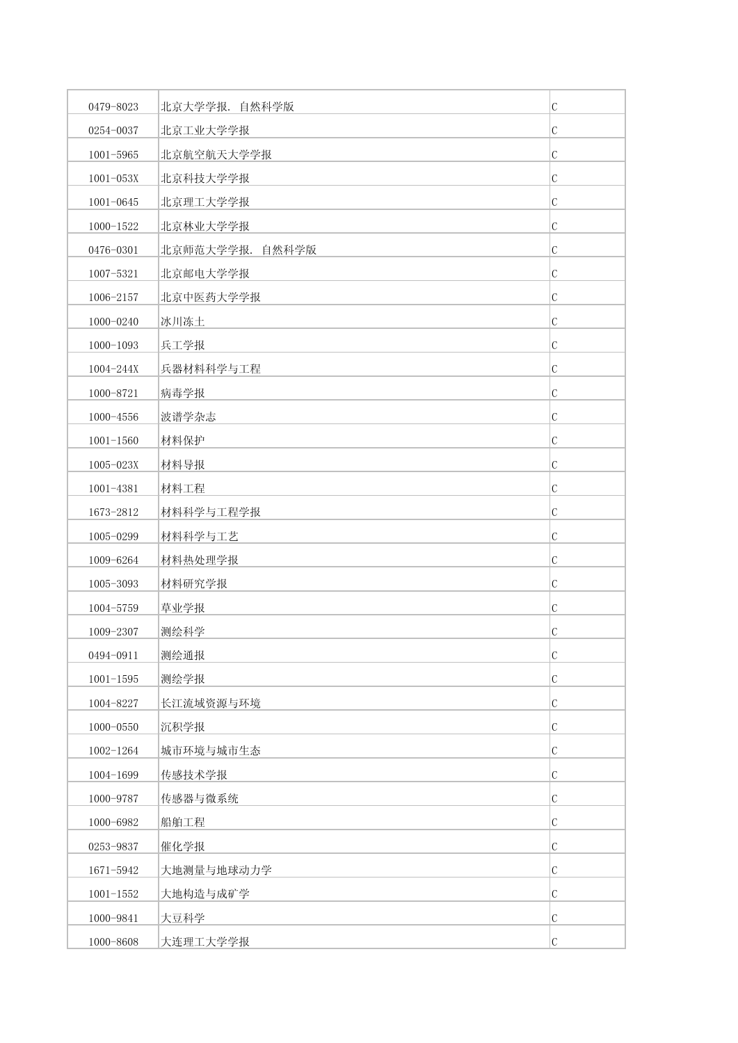| | | |
|---|---|---|
| 0479-8023 | 北京大学学报. 自然科学版 | C |
| 0254-0037 | 北京工业大学学报 | C |
| 1001-5965 | 北京航空航天大学学报 | C |
| 1001-053X | 北京科技大学学报 | C |
| 1001-0645 | 北京理工大学学报 | C |
| 1000-1522 | 北京林业大学学报 | C |
| 0476-0301 | 北京师范大学学报. 自然科学版 | C |
| 1007-5321 | 北京邮电大学学报 | C |
| 1006-2157 | 北京中医药大学学报 | C |
| 1000-0240 | 冰川冻土 | C |
| 1000-1093 | 兵工学报 | C |
| 1004-244X | 兵器材料科学与工程 | C |
| 1000-8721 | 病毒学报 | C |
| 1000-4556 | 波谱学杂志 | C |
| 1001-1560 | 材料保护 | C |
| 1005-023X | 材料导报 | C |
| 1001-4381 | 材料工程 | C |
| 1673-2812 | 材料科学与工程学报 | C |
| 1005-0299 | 材料科学与工艺 | C |
| 1009-6264 | 材料热处理学报 | C |
| 1005-3093 | 材料研究学报 | C |
| 1004-5759 | 草业学报 | C |
| 1009-2307 | 测绘科学 | C |
| 0494-0911 | 测绘通报 | C |
| 1001-1595 | 测绘学报 | C |
| 1004-8227 | 长江流域资源与环境 | C |
| 1000-0550 | 沉积学报 | C |
| 1002-1264 | 城市环境与城市生态 | C |
| 1004-1699 | 传感技术学报 | C |
| 1000-9787 | 传感器与微系统 | C |
| 1000-6982 | 船舶工程 | C |
| 0253-9837 | 催化学报 | C |
| 1671-5942 | 大地测量与地球动力学 | C |
| 1001-1552 | 大地构造与成矿学 | C |
| 1000-9841 | 大豆科学 | C |
| 1000-8608 | 大连理工大学学报 | C |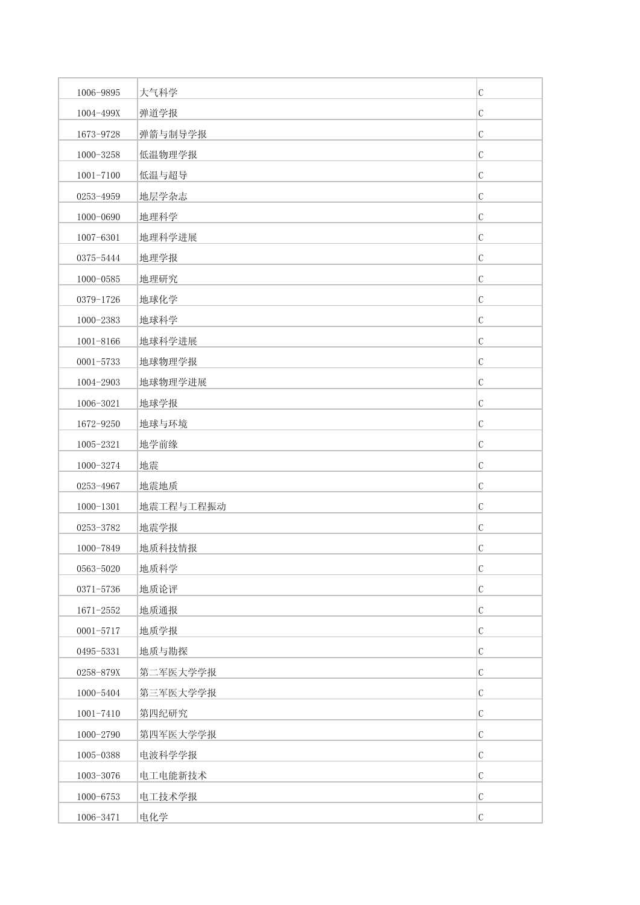| | | |
|---|---|---|
| 1006-9895 | 大气科学 | C |
| 1004-499X | 弹道学报 | C |
| 1673-9728 | 弹箭与制导学报 | C |
| 1000-3258 | 低温物理学报 | C |
| 1001-7100 | 低温与超导 | C |
| 0253-4959 | 地层学杂志 | C |
| 1000-0690 | 地理科学 | C |
| 1007-6301 | 地理科学进展 | C |
| 0375-5444 | 地理学报 | C |
| 1000-0585 | 地理研究 | C |
| 0379-1726 | 地球化学 | C |
| 1000-2383 | 地球科学 | C |
| 1001-8166 | 地球科学进展 | C |
| 0001-5733 | 地球物理学报 | C |
| 1004-2903 | 地球物理学进展 | C |
| 1006-3021 | 地球学报 | C |
| 1672-9250 | 地球与环境 | C |
| 1005-2321 | 地学前缘 | C |
| 1000-3274 | 地震 | C |
| 0253-4967 | 地震地质 | C |
| 1000-1301 | 地震工程与工程振动 | C |
| 0253-3782 | 地震学报 | C |
| 1000-7849 | 地质科技情报 | C |
| 0563-5020 | 地质科学 | C |
| 0371-5736 | 地质论评 | C |
| 1671-2552 | 地质通报 | C |
| 0001-5717 | 地质学报 | C |
| 0495-5331 | 地质与勘探 | C |
| 0258-879X | 第二军医大学学报 | C |
| 1000-5404 | 第三军医大学学报 | C |
| 1001-7410 | 第四纪研究 | C |
| 1000-2790 | 第四军医大学学报 | C |
| 1005-0388 | 电波科学学报 | C |
| 1003-3076 | 电工电能新技术 | C |
| 1000-6753 | 电工技术学报 | C |
| 1006-3471 | 电化学 | C |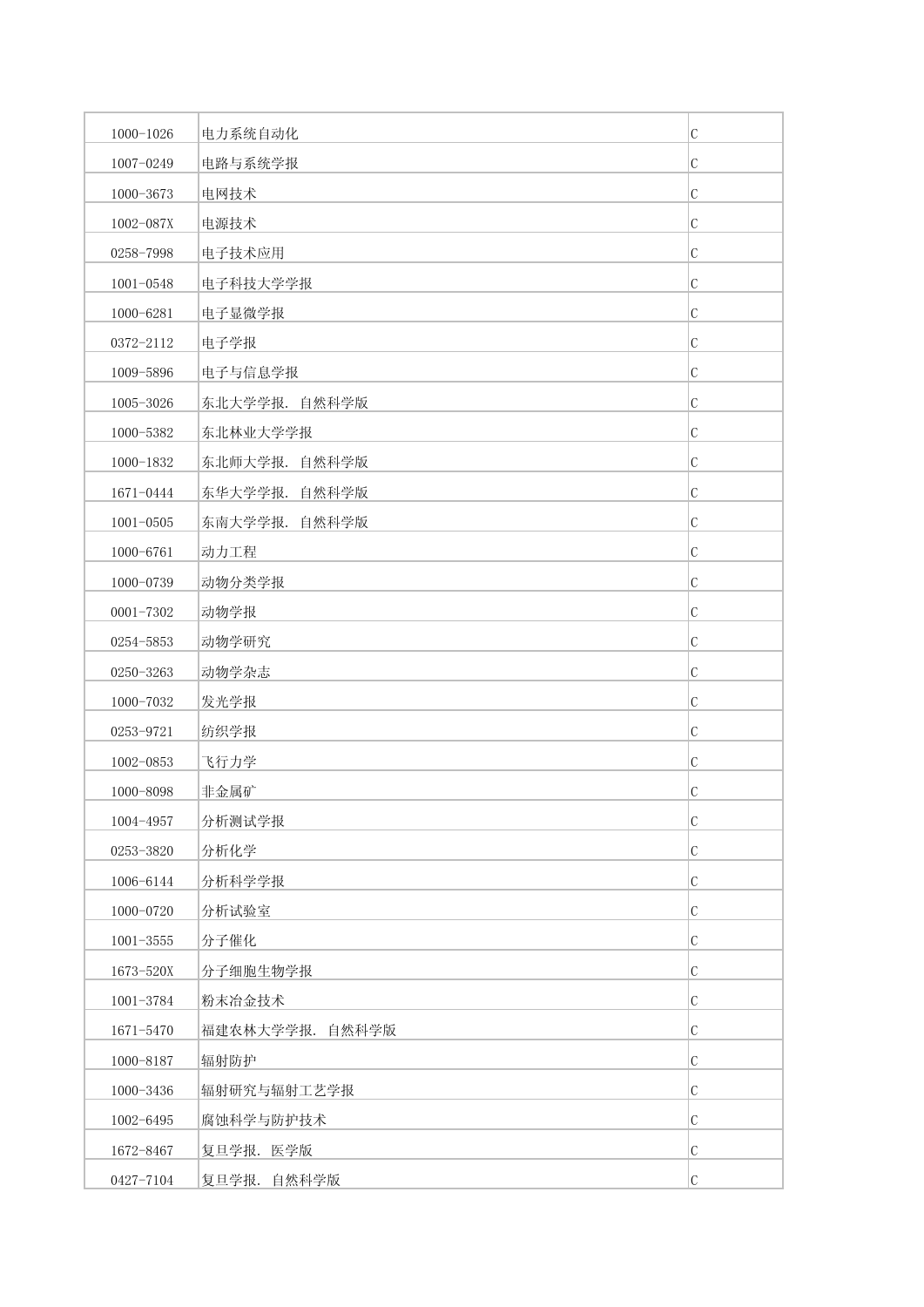| | | |
|---|---|---|
| 1000-1026 | 电力系统自动化 | C |
| 1007-0249 | 电路与系统学报 | C |
| 1000-3673 | 电网技术 | C |
| 1002-087X | 电源技术 | C |
| 0258-7998 | 电子技术应用 | C |
| 1001-0548 | 电子科技大学学报 | C |
| 1000-6281 | 电子显微学报 | C |
| 0372-2112 | 电子学报 | C |
| 1009-5896 | 电子与信息学报 | C |
| 1005-3026 | 东北大学学报. 自然科学版 | C |
| 1000-5382 | 东北林业大学学报 | C |
| 1000-1832 | 东北师大学报. 自然科学版 | C |
| 1671-0444 | 东华大学学报. 自然科学版 | C |
| 1001-0505 | 东南大学学报. 自然科学版 | C |
| 1000-6761 | 动力工程 | C |
| 1000-0739 | 动物分类学报 | C |
| 0001-7302 | 动物学报 | C |
| 0254-5853 | 动物学研究 | C |
| 0250-3263 | 动物学杂志 | C |
| 1000-7032 | 发光学报 | C |
| 0253-9721 | 纺织学报 | C |
| 1002-0853 | 飞行力学 | C |
| 1000-8098 | 非金属矿 | C |
| 1004-4957 | 分析测试学报 | C |
| 0253-3820 | 分析化学 | C |
| 1006-6144 | 分析科学学报 | C |
| 1000-0720 | 分析试验室 | C |
| 1001-3555 | 分子催化 | C |
| 1673-520X | 分子细胞生物学报 | C |
| 1001-3784 | 粉末冶金技术 | C |
| 1671-5470 | 福建农林大学学报. 自然科学版 | C |
| 1000-8187 | 辐射防护 | C |
| 1000-3436 | 辐射研究与辐射工艺学报 | C |
| 1002-6495 | 腐蚀科学与防护技术 | C |
| 1672-8467 | 复旦学报. 医学版 | C |
| 0427-7104 | 复旦学报. 自然科学版 | C |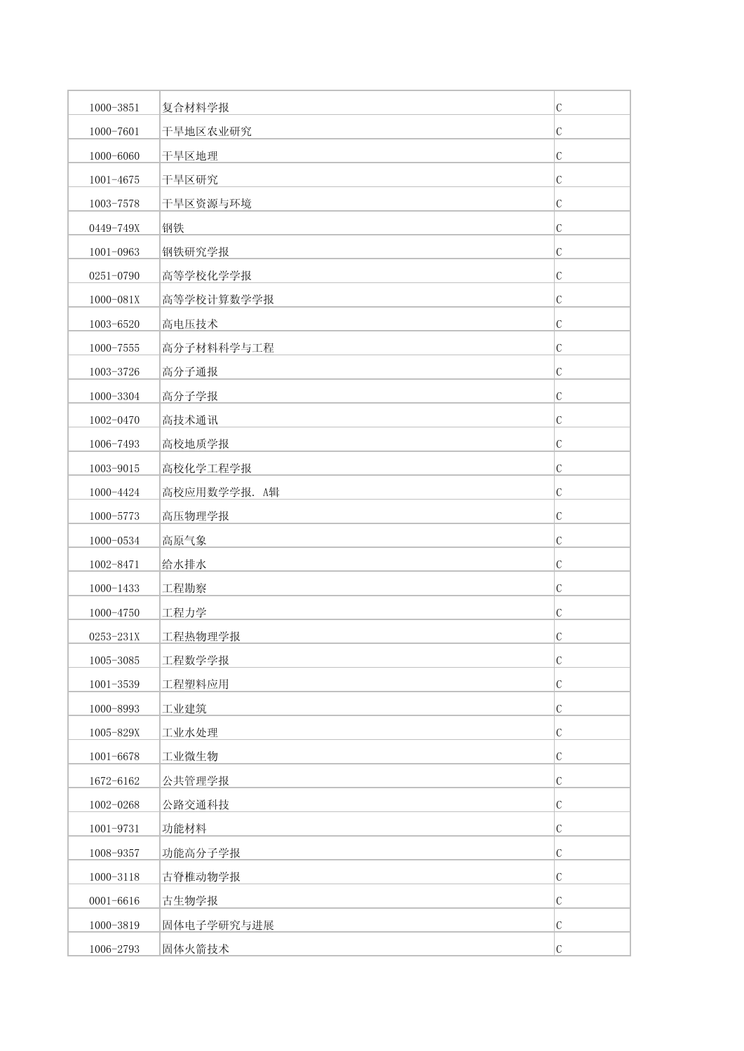| | | |
|---|---|---|
| 1000-3851 | 复合材料学报 | C |
| 1000-7601 | 干旱地区农业研究 | C |
| 1000-6060 | 干旱区地理 | C |
| 1001-4675 | 干旱区研究 | C |
| 1003-7578 | 干旱区资源与环境 | C |
| 0449-749X | 钢铁 | C |
| 1001-0963 | 钢铁研究学报 | C |
| 0251-0790 | 高等学校化学学报 | C |
| 1000-081X | 高等学校计算数学学报 | C |
| 1003-6520 | 高电压技术 | C |
| 1000-7555 | 高分子材料科学与工程 | C |
| 1003-3726 | 高分子通报 | C |
| 1000-3304 | 高分子学报 | C |
| 1002-0470 | 高技术通讯 | C |
| 1006-7493 | 高校地质学报 | C |
| 1003-9015 | 高校化学工程学报 | C |
| 1000-4424 | 高校应用数学学报. A辑 | C |
| 1000-5773 | 高压物理学报 | C |
| 1000-0534 | 高原气象 | C |
| 1002-8471 | 给水排水 | C |
| 1000-1433 | 工程勘察 | C |
| 1000-4750 | 工程力学 | C |
| 0253-231X | 工程热物理学报 | C |
| 1005-3085 | 工程数学学报 | C |
| 1001-3539 | 工程塑料应用 | C |
| 1000-8993 | 工业建筑 | C |
| 1005-829X | 工业水处理 | C |
| 1001-6678 | 工业微生物 | C |
| 1672-6162 | 公共管理学报 | C |
| 1002-0268 | 公路交通科技 | C |
| 1001-9731 | 功能材料 | C |
| 1008-9357 | 功能高分子学报 | C |
| 1000-3118 | 古脊椎动物学报 | C |
| 0001-6616 | 古生物学报 | C |
| 1000-3819 | 固体电子学研究与进展 | C |
| 1006-2793 | 固体火箭技术 | C |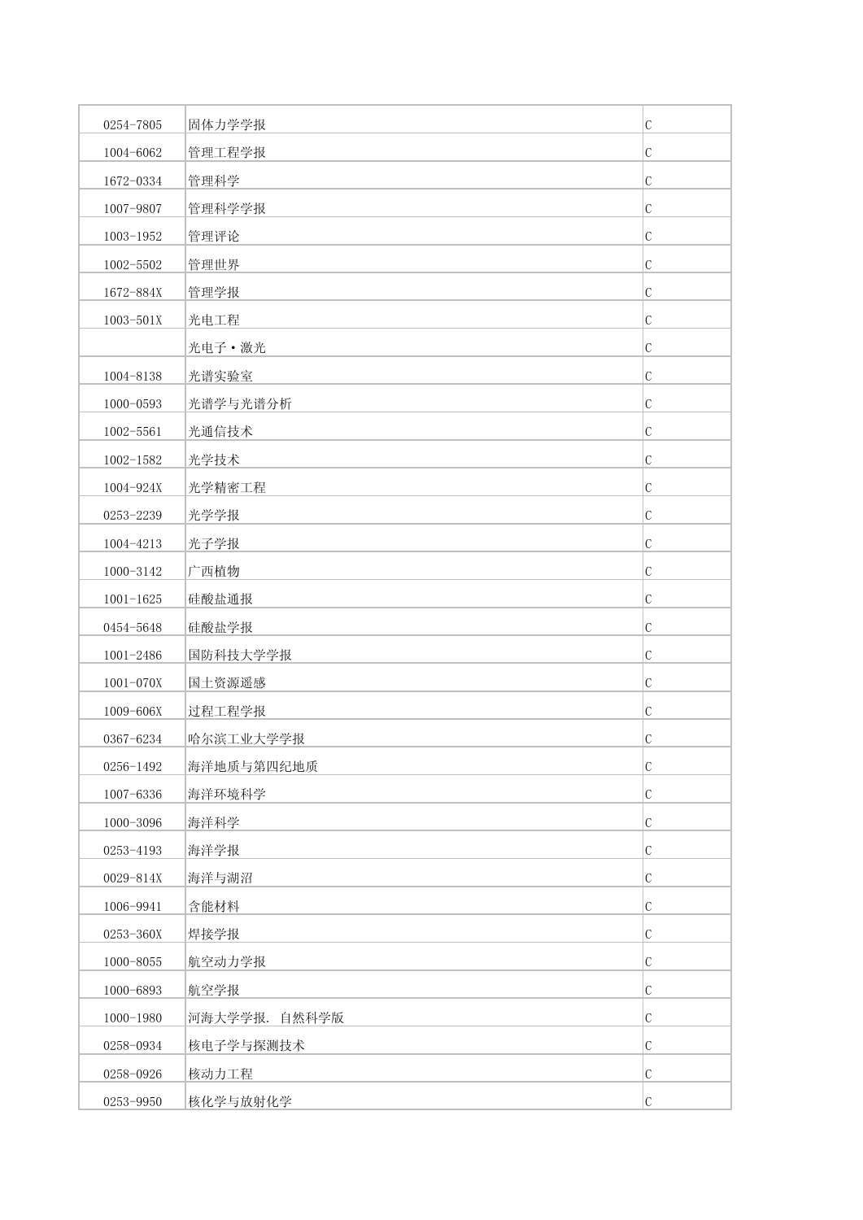| | | |
|---|---|---|
| 0254-7805 | 固体力学学报 | C |
| 1004-6062 | 管理工程学报 | C |
| 1672-0334 | 管理科学 | C |
| 1007-9807 | 管理科学学报 | C |
| 1003-1952 | 管理评论 | C |
| 1002-5502 | 管理世界 | C |
| 1672-884X | 管理学报 | C |
| 1003-501X | 光电工程 | C |
| | 光电子·激光 | C |
| 1004-8138 | 光谱实验室 | C |
| 1000-0593 | 光谱学与光谱分析 | C |
| 1002-5561 | 光通信技术 | C |
| 1002-1582 | 光学技术 | C |
| 1004-924X | 光学精密工程 | C |
| 0253-2239 | 光学学报 | C |
| 1004-4213 | 光子学报 | C |
| 1000-3142 | 广西植物 | C |
| 1001-1625 | 硅酸盐通报 | C |
| 0454-5648 | 硅酸盐学报 | C |
| 1001-2486 | 国防科技大学学报 | C |
| 1001-070X | 国土资源遥感 | C |
| 1009-606X | 过程工程学报 | C |
| 0367-6234 | 哈尔滨工业大学学报 | C |
| 0256-1492 | 海洋地质与第四纪地质 | C |
| 1007-6336 | 海洋环境科学 | C |
| 1000-3096 | 海洋科学 | C |
| 0253-4193 | 海洋学报 | C |
| 0029-814X | 海洋与湖沼 | C |
| 1006-9941 | 含能材料 | C |
| 0253-360X | 焊接学报 | C |
| 1000-8055 | 航空动力学报 | C |
| 1000-6893 | 航空学报 | C |
| 1000-1980 | 河海大学学报. 自然科学版 | C |
| 0258-0934 | 核电子学与探测技术 | C |
| 0258-0926 | 核动力工程 | C |
| 0253-9950 | 核化学与放射化学 | C |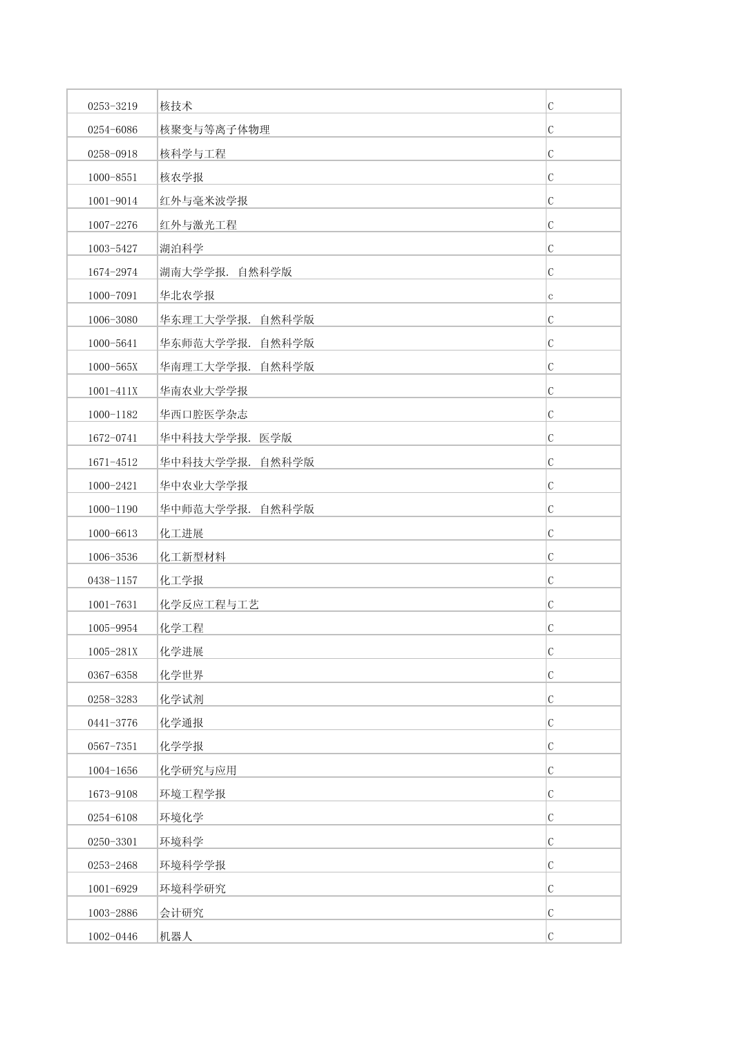| | | |
|---|---|---|
| 0253-3219 | 核技术 | C |
| 0254-6086 | 核聚变与等离子体物理 | C |
| 0258-0918 | 核科学与工程 | C |
| 1000-8551 | 核农学报 | C |
| 1001-9014 | 红外与毫米波学报 | C |
| 1007-2276 | 红外与激光工程 | C |
| 1003-5427 | 湖泊科学 | C |
| 1674-2974 | 湖南大学学报. 自然科学版 | C |
| 1000-7091 | 华北农学报 | c |
| 1006-3080 | 华东理工大学学报. 自然科学版 | C |
| 1000-5641 | 华东师范大学学报. 自然科学版 | C |
| 1000-565X | 华南理工大学学报. 自然科学版 | C |
| 1001-411X | 华南农业大学学报 | C |
| 1000-1182 | 华西口腔医学杂志 | C |
| 1672-0741 | 华中科技大学学报. 医学版 | C |
| 1671-4512 | 华中科技大学学报. 自然科学版 | C |
| 1000-2421 | 华中农业大学学报 | C |
| 1000-1190 | 华中师范大学学报. 自然科学版 | C |
| 1000-6613 | 化工进展 | C |
| 1006-3536 | 化工新型材料 | C |
| 0438-1157 | 化工学报 | C |
| 1001-7631 | 化学反应工程与工艺 | C |
| 1005-9954 | 化学工程 | C |
| 1005-281X | 化学进展 | C |
| 0367-6358 | 化学世界 | C |
| 0258-3283 | 化学试剂 | C |
| 0441-3776 | 化学通报 | C |
| 0567-7351 | 化学学报 | C |
| 1004-1656 | 化学研究与应用 | C |
| 1673-9108 | 环境工程学报 | C |
| 0254-6108 | 环境化学 | C |
| 0250-3301 | 环境科学 | C |
| 0253-2468 | 环境科学学报 | C |
| 1001-6929 | 环境科学研究 | C |
| 1003-2886 | 会计研究 | C |
| 1002-0446 | 机器人 | C |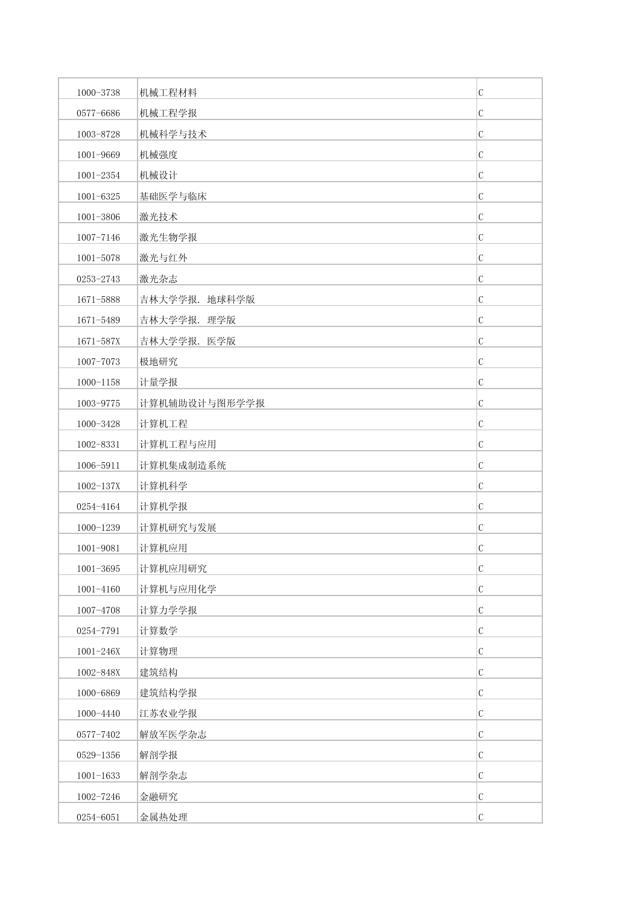| | | |
|---|---|---|
| 1000-3738 | 机械工程材料 | C |
| 0577-6686 | 机械工程学报 | C |
| 1003-8728 | 机械科学与技术 | C |
| 1001-9669 | 机械强度 | C |
| 1001-2354 | 机械设计 | C |
| 1001-6325 | 基础医学与临床 | C |
| 1001-3806 | 激光技术 | C |
| 1007-7146 | 激光生物学报 | C |
| 1001-5078 | 激光与红外 | C |
| 0253-2743 | 激光杂志 | C |
| 1671-5888 | 吉林大学学报. 地球科学版 | C |
| 1671-5489 | 吉林大学学报. 理学版 | C |
| 1671-587X | 吉林大学学报. 医学版 | C |
| 1007-7073 | 极地研究 | C |
| 1000-1158 | 计量学报 | C |
| 1003-9775 | 计算机辅助设计与图形学学报 | C |
| 1000-3428 | 计算机工程 | C |
| 1002-8331 | 计算机工程与应用 | C |
| 1006-5911 | 计算机集成制造系统 | C |
| 1002-137X | 计算机科学 | C |
| 0254-4164 | 计算机学报 | C |
| 1000-1239 | 计算机研究与发展 | C |
| 1001-9081 | 计算机应用 | C |
| 1001-3695 | 计算机应用研究 | C |
| 1001-4160 | 计算机与应用化学 | C |
| 1007-4708 | 计算力学学报 | C |
| 0254-7791 | 计算数学 | C |
| 1001-246X | 计算物理 | C |
| 1002-848X | 建筑结构 | C |
| 1000-6869 | 建筑结构学报 | C |
| 1000-4440 | 江苏农业学报 | C |
| 0577-7402 | 解放军医学杂志 | C |
| 0529-1356 | 解剖学报 | C |
| 1001-1633 | 解剖学杂志 | C |
| 1002-7246 | 金融研究 | C |
| 0254-6051 | 金属热处理 | C |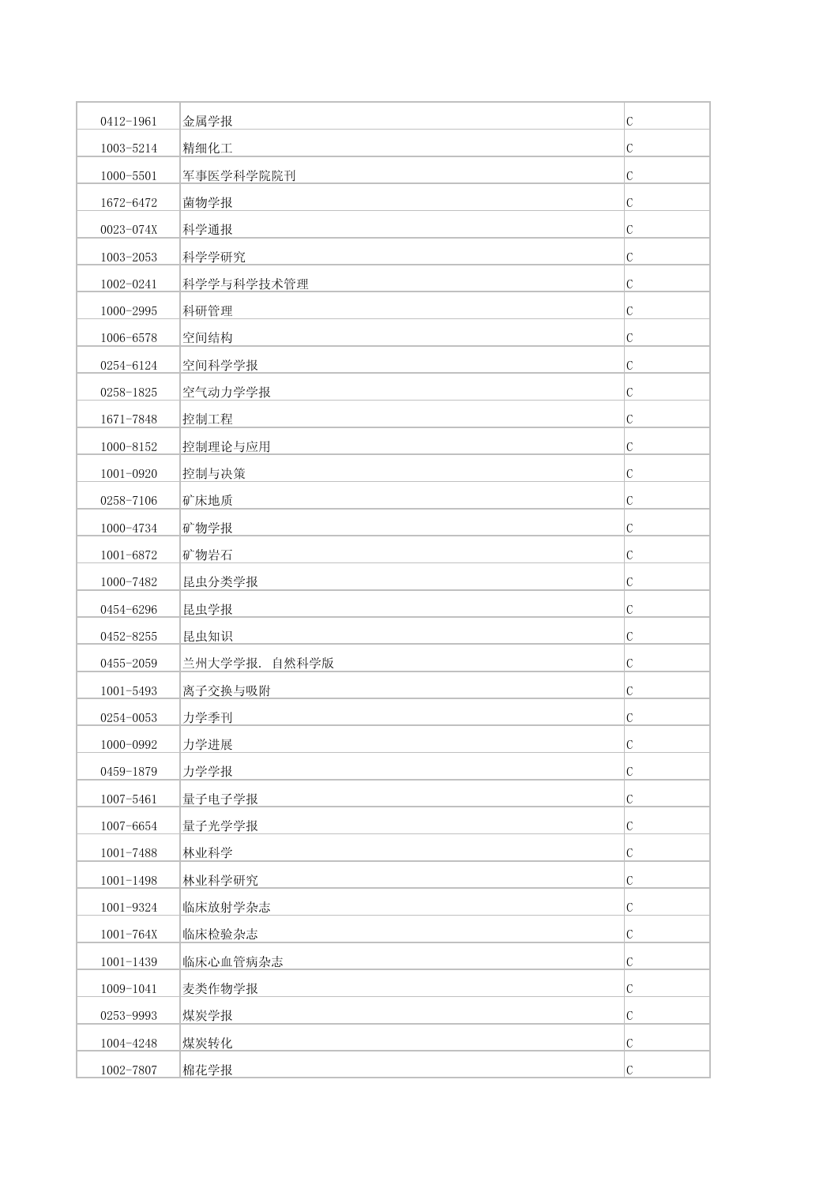| | | |
|---|---|---|
| 0412-1961 | 金属学报 | C |
| 1003-5214 | 精细化工 | C |
| 1000-5501 | 军事医学科学院院刊 | C |
| 1672-6472 | 菌物学报 | C |
| 0023-074X | 科学通报 | C |
| 1003-2053 | 科学学研究 | C |
| 1002-0241 | 科学学与科学技术管理 | C |
| 1000-2995 | 科研管理 | C |
| 1006-6578 | 空间结构 | C |
| 0254-6124 | 空间科学学报 | C |
| 0258-1825 | 空气动力学学报 | C |
| 1671-7848 | 控制工程 | C |
| 1000-8152 | 控制理论与应用 | C |
| 1001-0920 | 控制与决策 | C |
| 0258-7106 | 矿床地质 | C |
| 1000-4734 | 矿物学报 | C |
| 1001-6872 | 矿物岩石 | C |
| 1000-7482 | 昆虫分类学报 | C |
| 0454-6296 | 昆虫学报 | C |
| 0452-8255 | 昆虫知识 | C |
| 0455-2059 | 兰州大学学报. 自然科学版 | C |
| 1001-5493 | 离子交换与吸附 | C |
| 0254-0053 | 力学季刊 | C |
| 1000-0992 | 力学进展 | C |
| 0459-1879 | 力学学报 | C |
| 1007-5461 | 量子电子学报 | C |
| 1007-6654 | 量子光学学报 | C |
| 1001-7488 | 林业科学 | C |
| 1001-1498 | 林业科学研究 | C |
| 1001-9324 | 临床放射学杂志 | C |
| 1001-764X | 临床检验杂志 | C |
| 1001-1439 | 临床心血管病杂志 | C |
| 1009-1041 | 麦类作物学报 | C |
| 0253-9993 | 煤炭学报 | C |
| 1004-4248 | 煤炭转化 | C |
| 1002-7807 | 棉花学报 | C |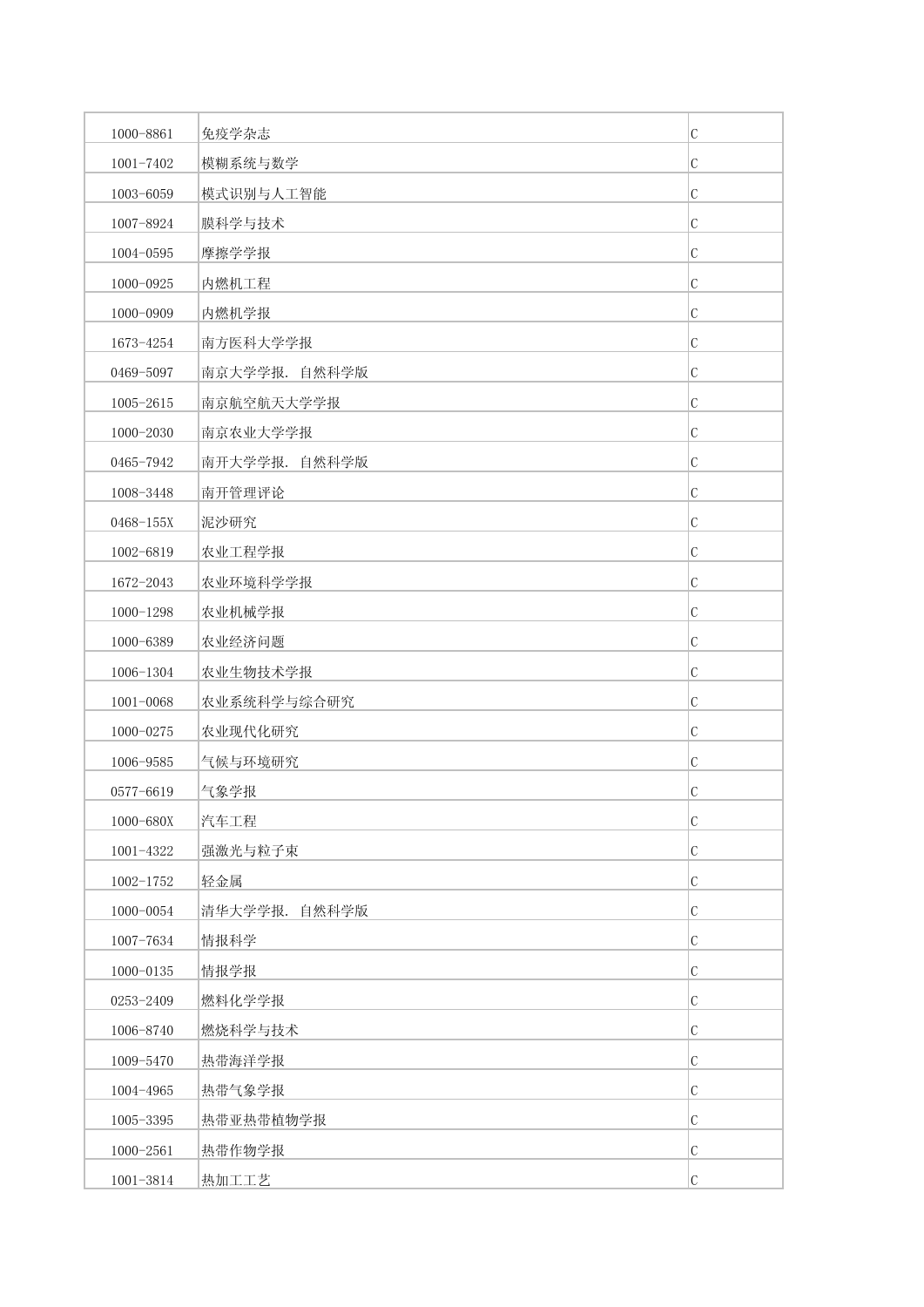| 1000-8861 | 免疫学杂志 | C |
| --- | --- | --- |
| 1001-7402 | 模糊系统与数学 | C |
| 1003-6059 | 模式识别与人工智能 | C |
| 1007-8924 | 膜科学与技术 | C |
| 1004-0595 | 摩擦学学报 | C |
| 1000-0925 | 内燃机工程 | C |
| 1000-0909 | 内燃机学报 | C |
| 1673-4254 | 南方医科大学学报 | C |
| 0469-5097 | 南京大学学报. 自然科学版 | C |
| 1005-2615 | 南京航空航天大学学报 | C |
| 1000-2030 | 南京农业大学学报 | C |
| 0465-7942 | 南开大学学报. 自然科学版 | C |
| 1008-3448 | 南开管理评论 | C |
| 0468-155X | 泥沙研究 | C |
| 1002-6819 | 农业工程学报 | C |
| 1672-2043 | 农业环境科学学报 | C |
| 1000-1298 | 农业机械学报 | C |
| 1000-6389 | 农业经济问题 | C |
| 1006-1304 | 农业生物技术学报 | C |
| 1001-0068 | 农业系统科学与综合研究 | C |
| 1000-0275 | 农业现代化研究 | C |
| 1006-9585 | 气候与环境研究 | C |
| 0577-6619 | 气象学报 | C |
| 1000-680X | 汽车工程 | C |
| 1001-4322 | 强激光与粒子束 | C |
| 1002-1752 | 轻金属 | C |
| 1000-0054 | 清华大学学报. 自然科学版 | C |
| 1007-7634 | 情报科学 | C |
| 1000-0135 | 情报学报 | C |
| 0253-2409 | 燃料化学学报 | C |
| 1006-8740 | 燃烧科学与技术 | C |
| 1009-5470 | 热带海洋学报 | C |
| 1004-4965 | 热带气象学报 | C |
| 1005-3395 | 热带亚热带植物学报 | C |
| 1000-2561 | 热带作物学报 | C |
| 1001-3814 | 热加工工艺 | C |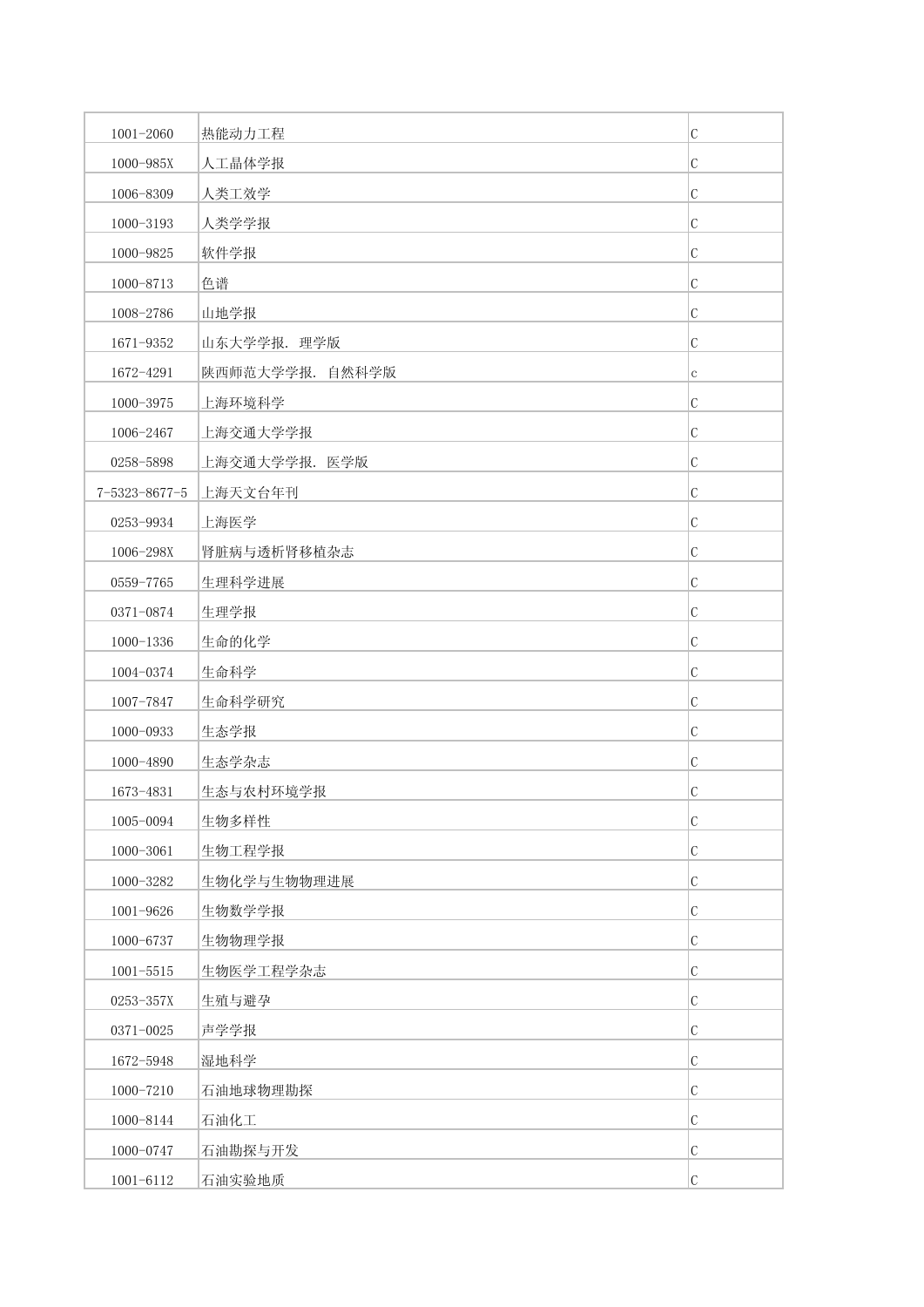| | | |
|---|---|---|
| 1001-2060 | 热能动力工程 | C |
| 1000-985X | 人工晶体学报 | C |
| 1006-8309 | 人类工效学 | C |
| 1000-3193 | 人类学学报 | C |
| 1000-9825 | 软件学报 | C |
| 1000-8713 | 色谱 | C |
| 1008-2786 | 山地学报 | C |
| 1671-9352 | 山东大学学报. 理学版 | C |
| 1672-4291 | 陕西师范大学学报. 自然科学版 | c |
| 1000-3975 | 上海环境科学 | C |
| 1006-2467 | 上海交通大学学报 | C |
| 0258-5898 | 上海交通大学学报. 医学版 | C |
| 7-5323-8677-5 | 上海天文台年刊 | C |
| 0253-9934 | 上海医学 | C |
| 1006-298X | 肾脏病与透析肾移植杂志 | C |
| 0559-7765 | 生理科学进展 | C |
| 0371-0874 | 生理学报 | C |
| 1000-1336 | 生命的化学 | C |
| 1004-0374 | 生命科学 | C |
| 1007-7847 | 生命科学研究 | C |
| 1000-0933 | 生态学报 | C |
| 1000-4890 | 生态学杂志 | C |
| 1673-4831 | 生态与农村环境学报 | C |
| 1005-0094 | 生物多样性 | C |
| 1000-3061 | 生物工程学报 | C |
| 1000-3282 | 生物化学与生物物理进展 | C |
| 1001-9626 | 生物数学学报 | C |
| 1000-6737 | 生物物理学报 | C |
| 1001-5515 | 生物医学工程学杂志 | C |
| 0253-357X | 生殖与避孕 | C |
| 0371-0025 | 声学学报 | C |
| 1672-5948 | 湿地科学 | C |
| 1000-7210 | 石油地球物理勘探 | C |
| 1000-8144 | 石油化工 | C |
| 1000-0747 | 石油勘探与开发 | C |
| 1001-6112 | 石油实验地质 | C |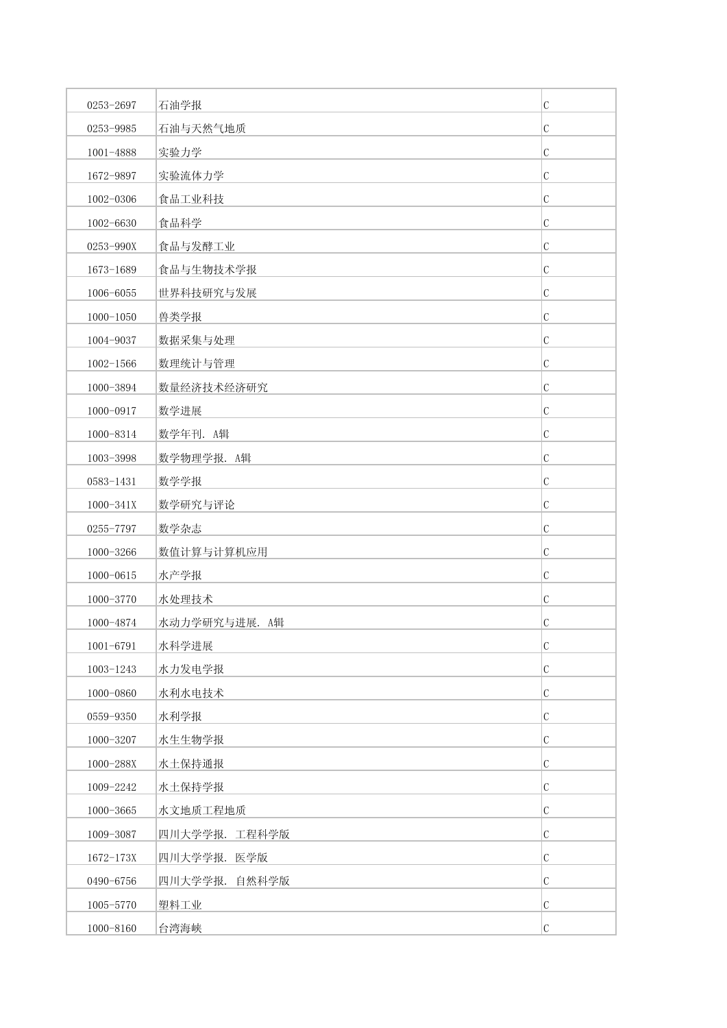| | | |
|---|---|---|
| 0253-2697 | 石油学报 | C |
| 0253-9985 | 石油与天然气地质 | C |
| 1001-4888 | 实验力学 | C |
| 1672-9897 | 实验流体力学 | C |
| 1002-0306 | 食品工业科技 | C |
| 1002-6630 | 食品科学 | C |
| 0253-990X | 食品与发酵工业 | C |
| 1673-1689 | 食品与生物技术学报 | C |
| 1006-6055 | 世界科技研究与发展 | C |
| 1000-1050 | 兽类学报 | C |
| 1004-9037 | 数据采集与处理 | C |
| 1002-1566 | 数理统计与管理 | C |
| 1000-3894 | 数量经济技术经济研究 | C |
| 1000-0917 | 数学进展 | C |
| 1000-8314 | 数学年刊. A辑 | C |
| 1003-3998 | 数学物理学报. A辑 | C |
| 0583-1431 | 数学学报 | C |
| 1000-341X | 数学研究与评论 | C |
| 0255-7797 | 数学杂志 | C |
| 1000-3266 | 数值计算与计算机应用 | C |
| 1000-0615 | 水产学报 | C |
| 1000-3770 | 水处理技术 | C |
| 1000-4874 | 水动力学研究与进展. A辑 | C |
| 1001-6791 | 水科学进展 | C |
| 1003-1243 | 水力发电学报 | C |
| 1000-0860 | 水利水电技术 | C |
| 0559-9350 | 水利学报 | C |
| 1000-3207 | 水生生物学报 | C |
| 1000-288X | 水土保持通报 | C |
| 1009-2242 | 水土保持学报 | C |
| 1000-3665 | 水文地质工程地质 | C |
| 1009-3087 | 四川大学学报. 工程科学版 | C |
| 1672-173X | 四川大学学报. 医学版 | C |
| 0490-6756 | 四川大学学报. 自然科学版 | C |
| 1005-5770 | 塑料工业 | C |
| 1000-8160 | 台湾海峡 | C |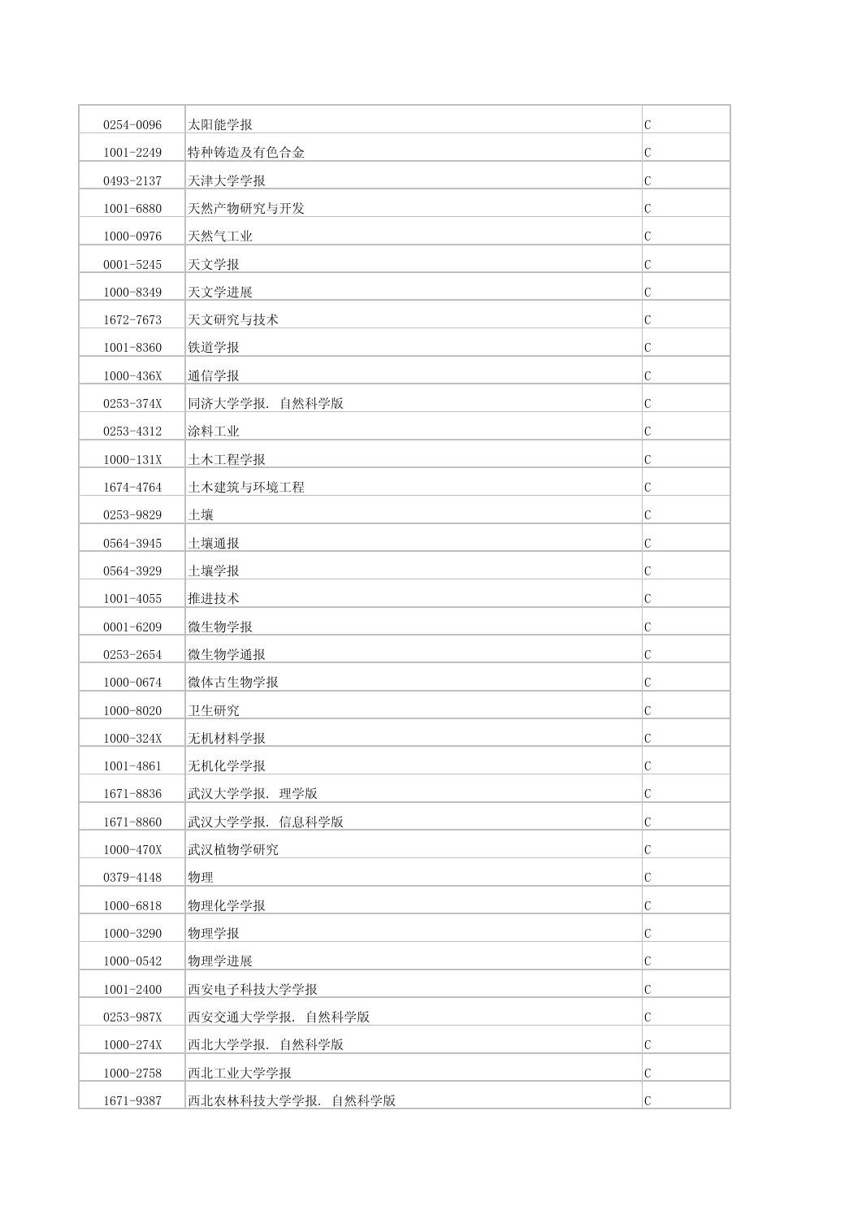| | | |
|---|---|---|
| 0254-0096 | 太阳能学报 | C |
| 1001-2249 | 特种铸造及有色合金 | C |
| 0493-2137 | 天津大学学报 | C |
| 1001-6880 | 天然产物研究与开发 | C |
| 1000-0976 | 天然气工业 | C |
| 0001-5245 | 天文学报 | C |
| 1000-8349 | 天文学进展 | C |
| 1672-7673 | 天文研究与技术 | C |
| 1001-8360 | 铁道学报 | C |
| 1000-436X | 通信学报 | C |
| 0253-374X | 同济大学学报. 自然科学版 | C |
| 0253-4312 | 涂料工业 | C |
| 1000-131X | 土木工程学报 | C |
| 1674-4764 | 土木建筑与环境工程 | C |
| 0253-9829 | 土壤 | C |
| 0564-3945 | 土壤通报 | C |
| 0564-3929 | 土壤学报 | C |
| 1001-4055 | 推进技术 | C |
| 0001-6209 | 微生物学报 | C |
| 0253-2654 | 微生物学通报 | C |
| 1000-0674 | 微体古生物学报 | C |
| 1000-8020 | 卫生研究 | C |
| 1000-324X | 无机材料学报 | C |
| 1001-4861 | 无机化学学报 | C |
| 1671-8836 | 武汉大学学报. 理学版 | C |
| 1671-8860 | 武汉大学学报. 信息科学版 | C |
| 1000-470X | 武汉植物学研究 | C |
| 0379-4148 | 物理 | C |
| 1000-6818 | 物理化学学报 | C |
| 1000-3290 | 物理学报 | C |
| 1000-0542 | 物理学进展 | C |
| 1001-2400 | 西安电子科技大学学报 | C |
| 0253-987X | 西安交通大学学报. 自然科学版 | C |
| 1000-274X | 西北大学学报. 自然科学版 | C |
| 1000-2758 | 西北工业大学学报 | C |
| 1671-9387 | 西北农林科技大学学报. 自然科学版 | C |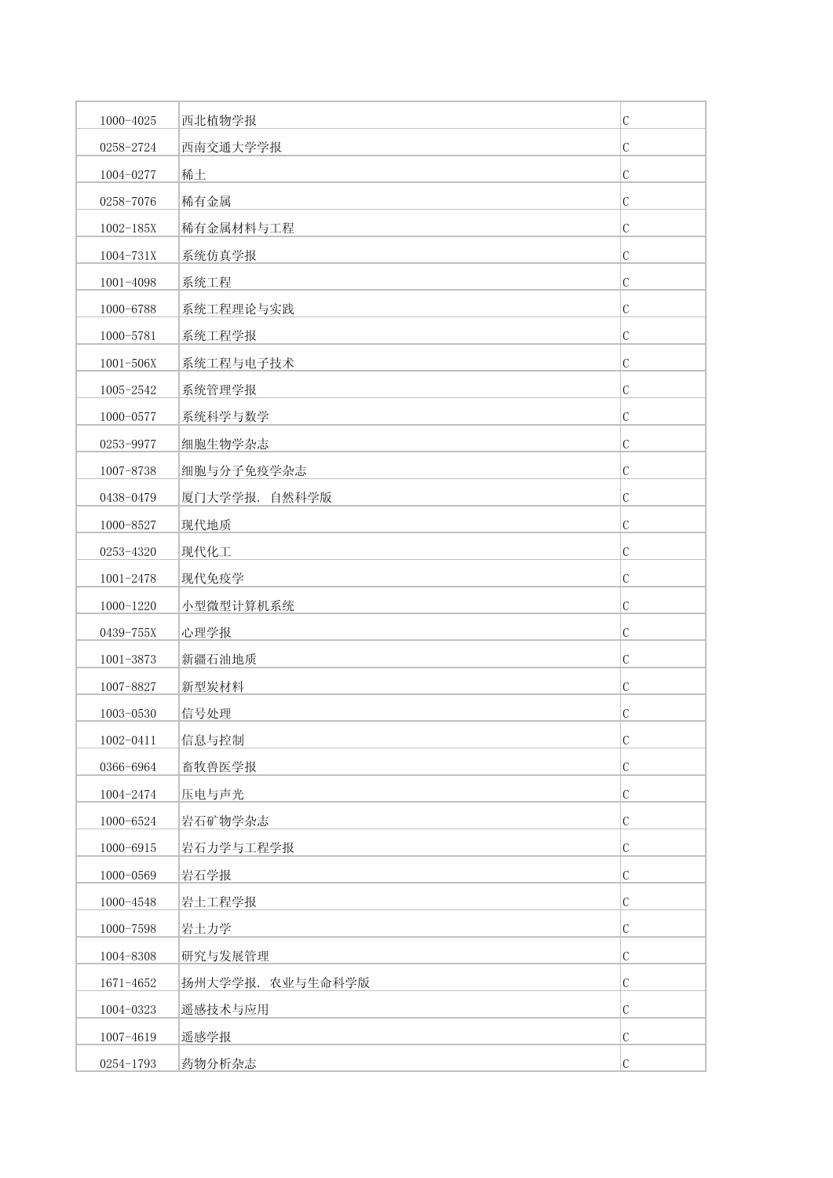| | | |
|---|---|---|
| 1000-4025 | 西北植物学报 | C |
| 0258-2724 | 西南交通大学学报 | C |
| 1004-0277 | 稀土 | C |
| 0258-7076 | 稀有金属 | C |
| 1002-185X | 稀有金属材料与工程 | C |
| 1004-731X | 系统仿真学报 | C |
| 1001-4098 | 系统工程 | C |
| 1000-6788 | 系统工程理论与实践 | C |
| 1000-5781 | 系统工程学报 | C |
| 1001-506X | 系统工程与电子技术 | C |
| 1005-2542 | 系统管理学报 | C |
| 1000-0577 | 系统科学与数学 | C |
| 0253-9977 | 细胞生物学杂志 | C |
| 1007-8738 | 细胞与分子免疫学杂志 | C |
| 0438-0479 | 厦门大学学报. 自然科学版 | C |
| 1000-8527 | 现代地质 | C |
| 0253-4320 | 现代化工 | C |
| 1001-2478 | 现代免疫学 | C |
| 1000-1220 | 小型微型计算机系统 | C |
| 0439-755X | 心理学报 | C |
| 1001-3873 | 新疆石油地质 | C |
| 1007-8827 | 新型炭材料 | C |
| 1003-0530 | 信号处理 | C |
| 1002-0411 | 信息与控制 | C |
| 0366-6964 | 畜牧兽医学报 | C |
| 1004-2474 | 压电与声光 | C |
| 1000-6524 | 岩石矿物学杂志 | C |
| 1000-6915 | 岩石力学与工程学报 | C |
| 1000-0569 | 岩石学报 | C |
| 1000-4548 | 岩土工程学报 | C |
| 1000-7598 | 岩土力学 | C |
| 1004-8308 | 研究与发展管理 | C |
| 1671-4652 | 扬州大学学报. 农业与生命科学版 | C |
| 1004-0323 | 遥感技术与应用 | C |
| 1007-4619 | 遥感学报 | C |
| 0254-1793 | 药物分析杂志 | C |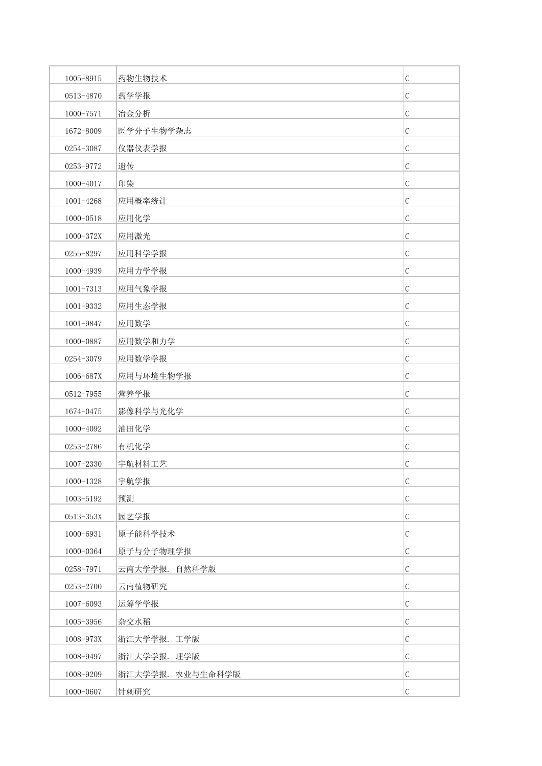| | | |
|---|---|---|
| 1005-8915 | 药物生物技术 | C |
| 0513-4870 | 药学学报 | C |
| 1000-7571 | 冶金分析 | C |
| 1672-8009 | 医学分子生物学杂志 | C |
| 0254-3087 | 仪器仪表学报 | C |
| 0253-9772 | 遗传 | C |
| 1000-4017 | 印染 | C |
| 1001-4268 | 应用概率统计 | C |
| 1000-0518 | 应用化学 | C |
| 1000-372X | 应用激光 | C |
| 0255-8297 | 应用科学学报 | C |
| 1000-4939 | 应用力学学报 | C |
| 1001-7313 | 应用气象学报 | C |
| 1001-9332 | 应用生态学报 | C |
| 1001-9847 | 应用数学 | C |
| 1000-0887 | 应用数学和力学 | C |
| 0254-3079 | 应用数学学报 | C |
| 1006-687X | 应用与环境生物学报 | C |
| 0512-7955 | 营养学报 | C |
| 1674-0475 | 影像科学与光化学 | C |
| 1000-4092 | 油田化学 | C |
| 0253-2786 | 有机化学 | C |
| 1007-2330 | 宇航材料工艺 | C |
| 1000-1328 | 宇航学报 | C |
| 1003-5192 | 预测 | C |
| 0513-353X | 园艺学报 | C |
| 1000-6931 | 原子能科学技术 | C |
| 1000-0364 | 原子与分子物理学报 | C |
| 0258-7971 | 云南大学学报. 自然科学版 | C |
| 0253-2700 | 云南植物研究 | C |
| 1007-6093 | 运筹学学报 | C |
| 1005-3956 | 杂交水稻 | C |
| 1008-973X | 浙江大学学报. 工学版 | C |
| 1008-9497 | 浙江大学学报. 理学版 | C |
| 1008-9209 | 浙江大学学报. 农业与生命科学版 | C |
| 1000-0607 | 针刺研究 | C |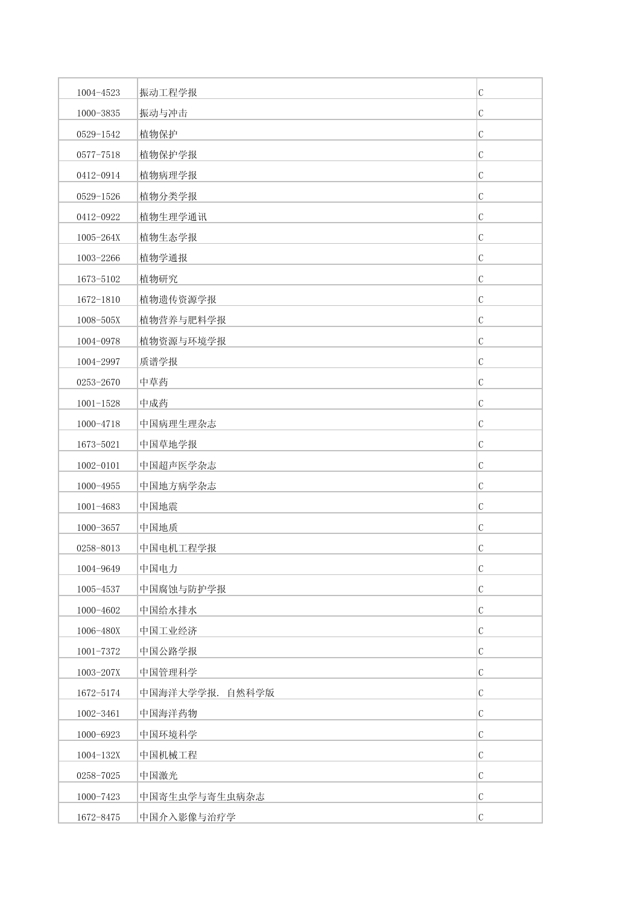| 1004-4523 | 振动工程学报 | C |
|---|---|---|
| 1000-3835 | 振动与冲击 | C |
| 0529-1542 | 植物保护 | C |
| 0577-7518 | 植物保护学报 | C |
| 0412-0914 | 植物病理学报 | C |
| 0529-1526 | 植物分类学报 | C |
| 0412-0922 | 植物生理学通讯 | C |
| 1005-264X | 植物生态学报 | C |
| 1003-2266 | 植物学通报 | C |
| 1673-5102 | 植物研究 | C |
| 1672-1810 | 植物遗传资源学报 | C |
| 1008-505X | 植物营养与肥料学报 | C |
| 1004-0978 | 植物资源与环境学报 | C |
| 1004-2997 | 质谱学报 | C |
| 0253-2670 | 中草药 | C |
| 1001-1528 | 中成药 | C |
| 1000-4718 | 中国病理生理杂志 | C |
| 1673-5021 | 中国草地学报 | C |
| 1002-0101 | 中国超声医学杂志 | C |
| 1000-4955 | 中国地方病学杂志 | C |
| 1001-4683 | 中国地震 | C |
| 1000-3657 | 中国地质 | C |
| 0258-8013 | 中国电机工程学报 | C |
| 1004-9649 | 中国电力 | C |
| 1005-4537 | 中国腐蚀与防护学报 | C |
| 1000-4602 | 中国给水排水 | C |
| 1006-480X | 中国工业经济 | C |
| 1001-7372 | 中国公路学报 | C |
| 1003-207X | 中国管理科学 | C |
| 1672-5174 | 中国海洋大学学报. 自然科学版 | C |
| 1002-3461 | 中国海洋药物 | C |
| 1000-6923 | 中国环境科学 | C |
| 1004-132X | 中国机械工程 | C |
| 0258-7025 | 中国激光 | C |
| 1000-7423 | 中国寄生虫学与寄生虫病杂志 | C |
| 1672-8475 | 中国介入影像与治疗学 | C |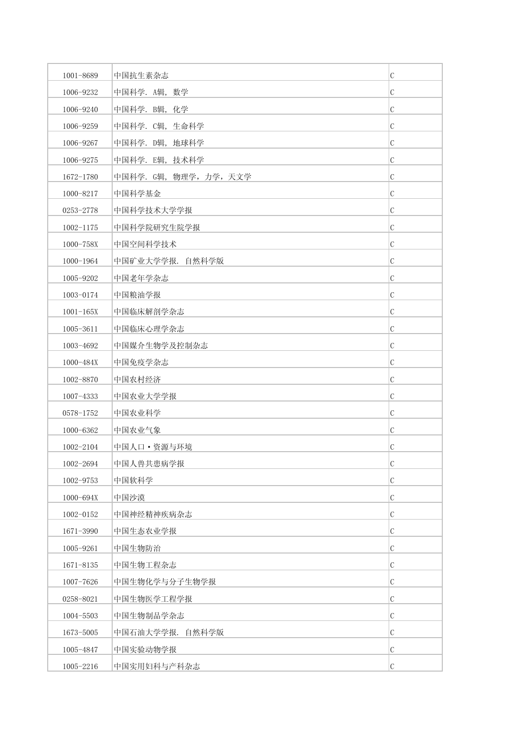| | | |
|---|---|---|
| 1001-8689 | 中国抗生素杂志 | C |
| 1006-9232 | 中国科学. A辑, 数学 | C |
| 1006-9240 | 中国科学. B辑, 化学 | C |
| 1006-9259 | 中国科学. C辑, 生命科学 | C |
| 1006-9267 | 中国科学. D辑, 地球科学 | C |
| 1006-9275 | 中国科学. E辑, 技术科学 | C |
| 1672-1780 | 中国科学. G辑, 物理学, 力学, 天文学 | C |
| 1000-8217 | 中国科学基金 | C |
| 0253-2778 | 中国科学技术大学学报 | C |
| 1002-1175 | 中国科学院研究生院学报 | C |
| 1000-758X | 中国空间科学技术 | C |
| 1000-1964 | 中国矿业大学学报. 自然科学版 | C |
| 1005-9202 | 中国老年学杂志 | C |
| 1003-0174 | 中国粮油学报 | C |
| 1001-165X | 中国临床解剖学杂志 | C |
| 1005-3611 | 中国临床心理学杂志 | C |
| 1003-4692 | 中国媒介生物学及控制杂志 | C |
| 1000-484X | 中国免疫学杂志 | C |
| 1002-8870 | 中国农村经济 | C |
| 1007-4333 | 中国农业大学学报 | C |
| 0578-1752 | 中国农业科学 | C |
| 1000-6362 | 中国农业气象 | C |
| 1002-2104 | 中国人口·资源与环境 | C |
| 1002-2694 | 中国人兽共患病学报 | C |
| 1002-9753 | 中国软科学 | C |
| 1000-694X | 中国沙漠 | C |
| 1002-0152 | 中国神经精神疾病杂志 | C |
| 1671-3990 | 中国生态农业学报 | C |
| 1005-9261 | 中国生物防治 | C |
| 1671-8135 | 中国生物工程杂志 | C |
| 1007-7626 | 中国生物化学与分子生物学报 | C |
| 0258-8021 | 中国生物医学工程学报 | C |
| 1004-5503 | 中国生物制品学杂志 | C |
| 1673-5005 | 中国石油大学学报. 自然科学版 | C |
| 1005-4847 | 中国实验动物学报 | C |
| 1005-2216 | 中国实用妇科与产科杂志 | C |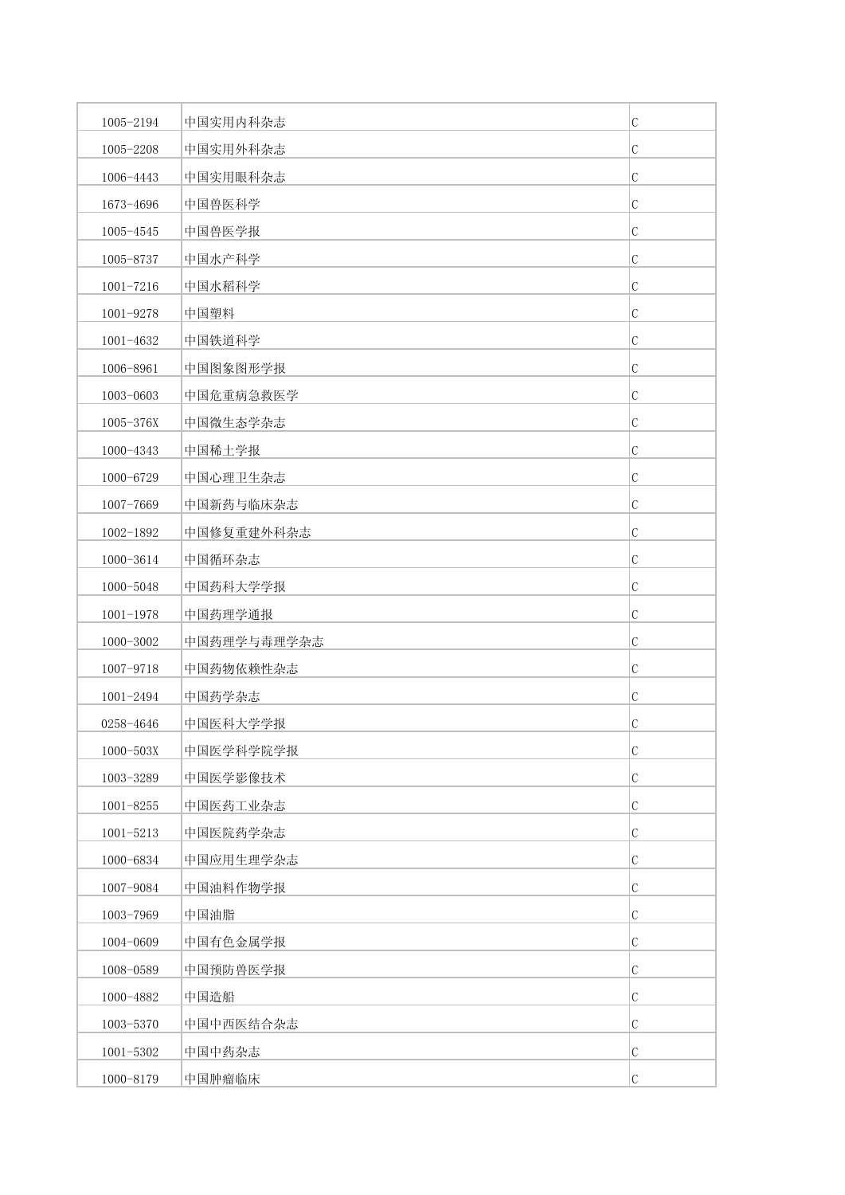| 1005-2194 | 中国实用内科杂志 | C |
|---|---|---|
| 1005-2208 | 中国实用外科杂志 | C |
| 1006-4443 | 中国实用眼科杂志 | C |
| 1673-4696 | 中国兽医科学 | C |
| 1005-4545 | 中国兽医学报 | C |
| 1005-8737 | 中国水产科学 | C |
| 1001-7216 | 中国水稻科学 | C |
| 1001-9278 | 中国塑料 | C |
| 1001-4632 | 中国铁道科学 | C |
| 1006-8961 | 中国图象图形学报 | C |
| 1003-0603 | 中国危重病急救医学 | C |
| 1005-376X | 中国微生态学杂志 | C |
| 1000-4343 | 中国稀土学报 | C |
| 1000-6729 | 中国心理卫生杂志 | C |
| 1007-7669 | 中国新药与临床杂志 | C |
| 1002-1892 | 中国修复重建外科杂志 | C |
| 1000-3614 | 中国循环杂志 | C |
| 1000-5048 | 中国药科大学学报 | C |
| 1001-1978 | 中国药理学通报 | C |
| 1000-3002 | 中国药理学与毒理学杂志 | C |
| 1007-9718 | 中国药物依赖性杂志 | C |
| 1001-2494 | 中国药学杂志 | C |
| 0258-4646 | 中国医科大学学报 | C |
| 1000-503X | 中国医学科学院学报 | C |
| 1003-3289 | 中国医学影像技术 | C |
| 1001-8255 | 中国医药工业杂志 | C |
| 1001-5213 | 中国医院药学杂志 | C |
| 1000-6834 | 中国应用生理学杂志 | C |
| 1007-9084 | 中国油料作物学报 | C |
| 1003-7969 | 中国油脂 | C |
| 1004-0609 | 中国有色金属学报 | C |
| 1008-0589 | 中国预防兽医学报 | C |
| 1000-4882 | 中国造船 | C |
| 1003-5370 | 中国中西医结合杂志 | C |
| 1001-5302 | 中国中药杂志 | C |
| 1000-8179 | 中国肿瘤临床 | C |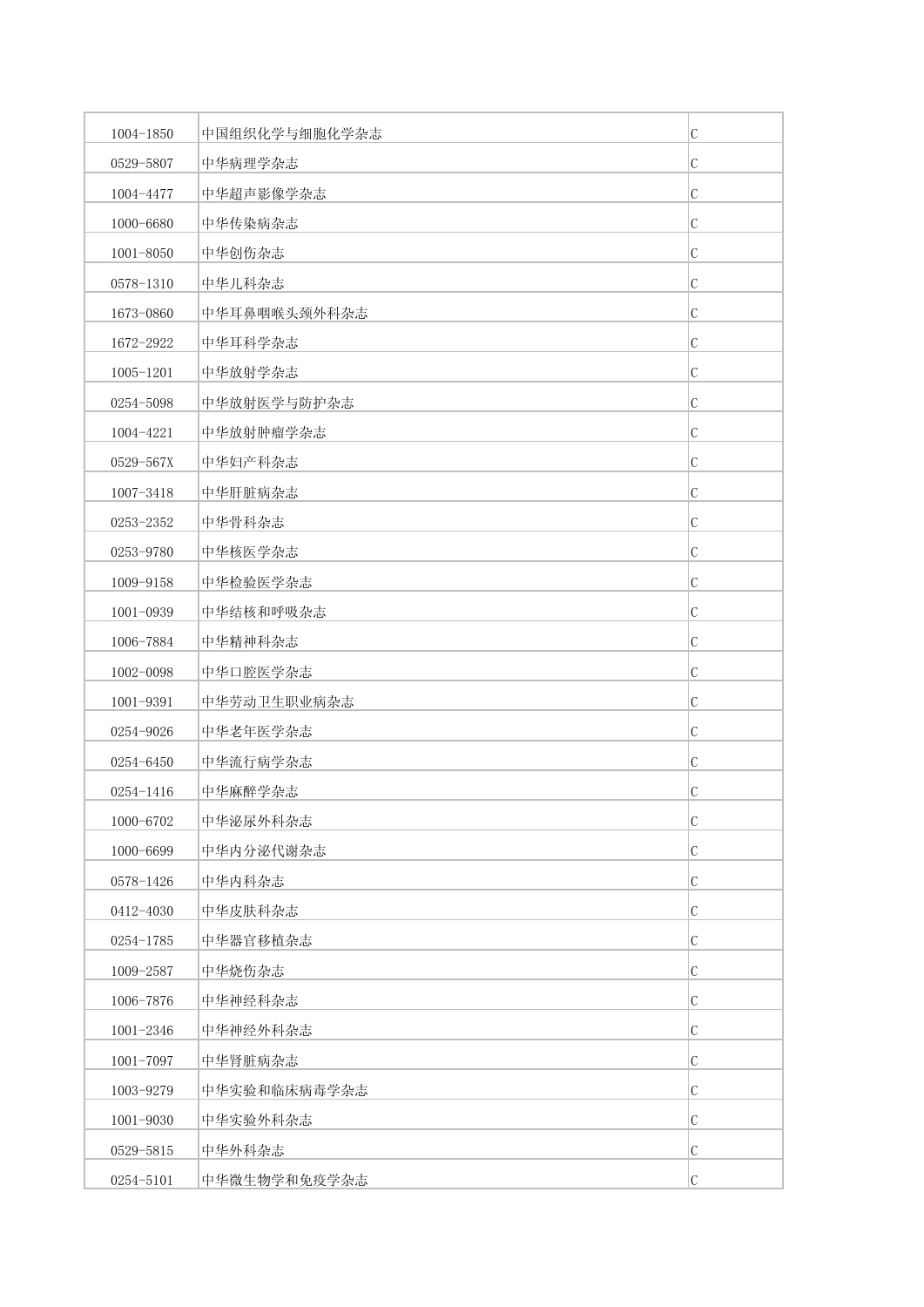| 1004-1850 | 中国组织化学与细胞化学杂志 | C |
|---|---|---|
| 0529-5807 | 中华病理学杂志 | C |
| 1004-4477 | 中华超声影像学杂志 | C |
| 1000-6680 | 中华传染病杂志 | C |
| 1001-8050 | 中华创伤杂志 | C |
| 0578-1310 | 中华儿科杂志 | C |
| 1673-0860 | 中华耳鼻咽喉头颈外科杂志 | C |
| 1672-2922 | 中华耳科学杂志 | C |
| 1005-1201 | 中华放射学杂志 | C |
| 0254-5098 | 中华放射医学与防护杂志 | C |
| 1004-4221 | 中华放射肿瘤学杂志 | C |
| 0529-567X | 中华妇产科杂志 | C |
| 1007-3418 | 中华肝脏病杂志 | C |
| 0253-2352 | 中华骨科杂志 | C |
| 0253-9780 | 中华核医学杂志 | C |
| 1009-9158 | 中华检验医学杂志 | C |
| 1001-0939 | 中华结核和呼吸杂志 | C |
| 1006-7884 | 中华精神科杂志 | C |
| 1002-0098 | 中华口腔医学杂志 | C |
| 1001-9391 | 中华劳动卫生职业病杂志 | C |
| 0254-9026 | 中华老年医学杂志 | C |
| 0254-6450 | 中华流行病学杂志 | C |
| 0254-1416 | 中华麻醉学杂志 | C |
| 1000-6702 | 中华泌尿外科杂志 | C |
| 1000-6699 | 中华内分泌代谢杂志 | C |
| 0578-1426 | 中华内科杂志 | C |
| 0412-4030 | 中华皮肤科杂志 | C |
| 0254-1785 | 中华器官移植杂志 | C |
| 1009-2587 | 中华烧伤杂志 | C |
| 1006-7876 | 中华神经科杂志 | C |
| 1001-2346 | 中华神经外科杂志 | C |
| 1001-7097 | 中华肾脏病杂志 | C |
| 1003-9279 | 中华实验和临床病毒学杂志 | C |
| 1001-9030 | 中华实验外科杂志 | C |
| 0529-5815 | 中华外科杂志 | C |
| 0254-5101 | 中华微生物学和免疫学杂志 | C |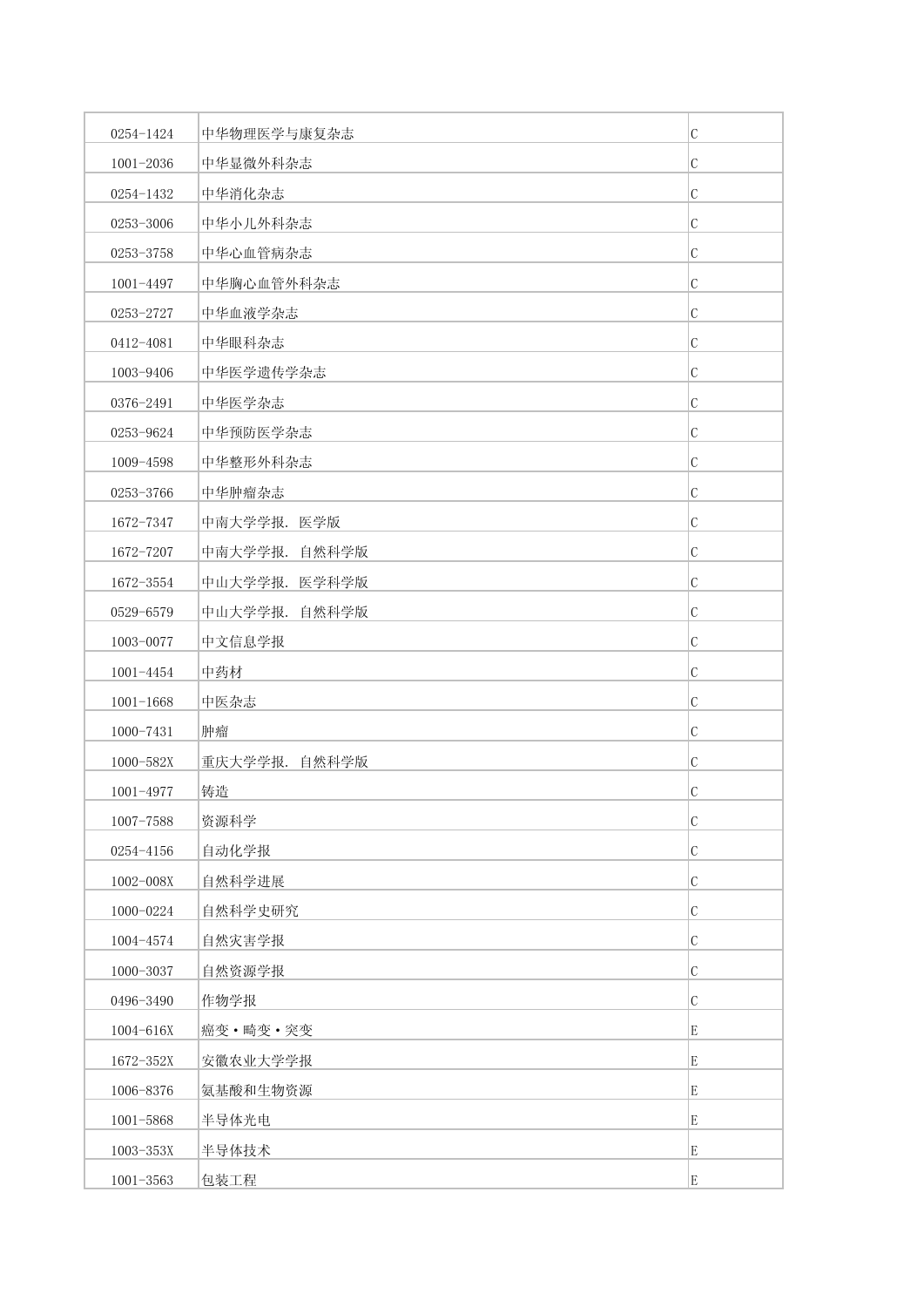| 0254-1424 | 中华物理医学与康复杂志 | C |
|---|---|---|
| 1001-2036 | 中华显微外科杂志 | C |
| 0254-1432 | 中华消化杂志 | C |
| 0253-3006 | 中华小儿外科杂志 | C |
| 0253-3758 | 中华心血管病杂志 | C |
| 1001-4497 | 中华胸心血管外科杂志 | C |
| 0253-2727 | 中华血液学杂志 | C |
| 0412-4081 | 中华眼科杂志 | C |
| 1003-9406 | 中华医学遗传学杂志 | C |
| 0376-2491 | 中华医学杂志 | C |
| 0253-9624 | 中华预防医学杂志 | C |
| 1009-4598 | 中华整形外科杂志 | C |
| 0253-3766 | 中华肿瘤杂志 | C |
| 1672-7347 | 中南大学学报. 医学版 | C |
| 1672-7207 | 中南大学学报. 自然科学版 | C |
| 1672-3554 | 中山大学学报. 医学科学版 | C |
| 0529-6579 | 中山大学学报. 自然科学版 | C |
| 1003-0077 | 中文信息学报 | C |
| 1001-4454 | 中药材 | C |
| 1001-1668 | 中医杂志 | C |
| 1000-7431 | 肿瘤 | C |
| 1000-582X | 重庆大学学报. 自然科学版 | C |
| 1001-4977 | 铸造 | C |
| 1007-7588 | 资源科学 | C |
| 0254-4156 | 自动化学报 | C |
| 1002-008X | 自然科学进展 | C |
| 1000-0224 | 自然科学史研究 | C |
| 1004-4574 | 自然灾害学报 | C |
| 1000-3037 | 自然资源学报 | C |
| 0496-3490 | 作物学报 | C |
| 1004-616X | 癌变·畸变·突变 | E |
| 1672-352X | 安徽农业大学学报 | E |
| 1006-8376 | 氨基酸和生物资源 | E |
| 1001-5868 | 半导体光电 | E |
| 1003-353X | 半导体技术 | E |
| 1001-3563 | 包装工程 | E |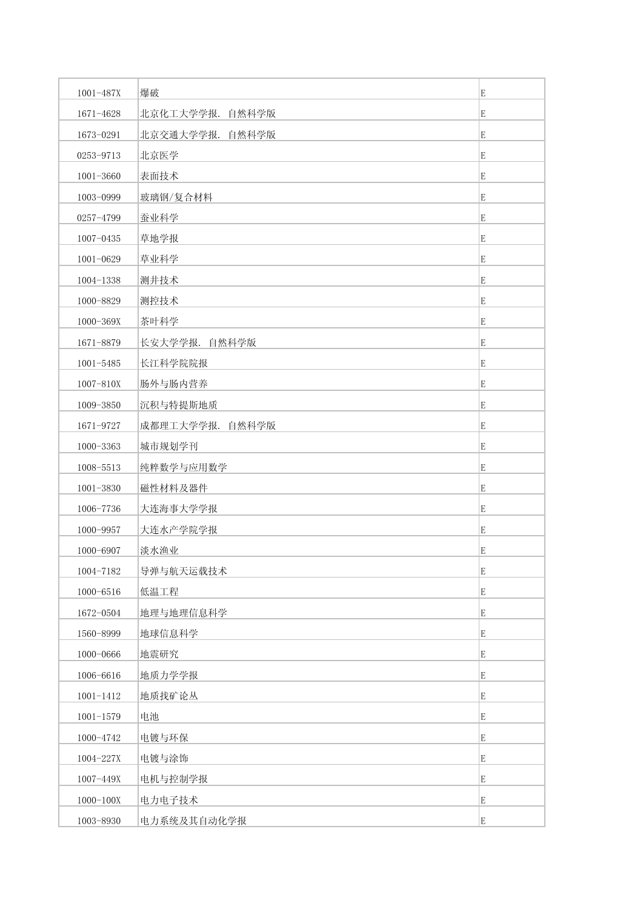| | | |
|---|---|---|
| 1001-487X | 爆破 | E |
| 1671-4628 | 北京化工大学学报. 自然科学版 | E |
| 1673-0291 | 北京交通大学学报. 自然科学版 | E |
| 0253-9713 | 北京医学 | E |
| 1001-3660 | 表面技术 | E |
| 1003-0999 | 玻璃钢/复合材料 | E |
| 0257-4799 | 蚕业科学 | E |
| 1007-0435 | 草地学报 | E |
| 1001-0629 | 草业科学 | E |
| 1004-1338 | 测井技术 | E |
| 1000-8829 | 测控技术 | E |
| 1000-369X | 茶叶科学 | E |
| 1671-8879 | 长安大学学报. 自然科学版 | E |
| 1001-5485 | 长江科学院院报 | E |
| 1007-810X | 肠外与肠内营养 | E |
| 1009-3850 | 沉积与特提斯地质 | E |
| 1671-9727 | 成都理工大学学报. 自然科学版 | E |
| 1000-3363 | 城市规划学刊 | E |
| 1008-5513 | 纯粹数学与应用数学 | E |
| 1001-3830 | 磁性材料及器件 | E |
| 1006-7736 | 大连海事大学学报 | E |
| 1000-9957 | 大连水产学院学报 | E |
| 1000-6907 | 淡水渔业 | E |
| 1004-7182 | 导弹与航天运载技术 | E |
| 1000-6516 | 低温工程 | E |
| 1672-0504 | 地理与地理信息科学 | E |
| 1560-8999 | 地球信息科学 | E |
| 1000-0666 | 地震研究 | E |
| 1006-6616 | 地质力学学报 | E |
| 1001-1412 | 地质找矿论丛 | E |
| 1001-1579 | 电池 | E |
| 1000-4742 | 电镀与环保 | E |
| 1004-227X | 电镀与涂饰 | E |
| 1007-449X | 电机与控制学报 | E |
| 1000-100X | 电力电子技术 | E |
| 1003-8930 | 电力系统及其自动化学报 | E |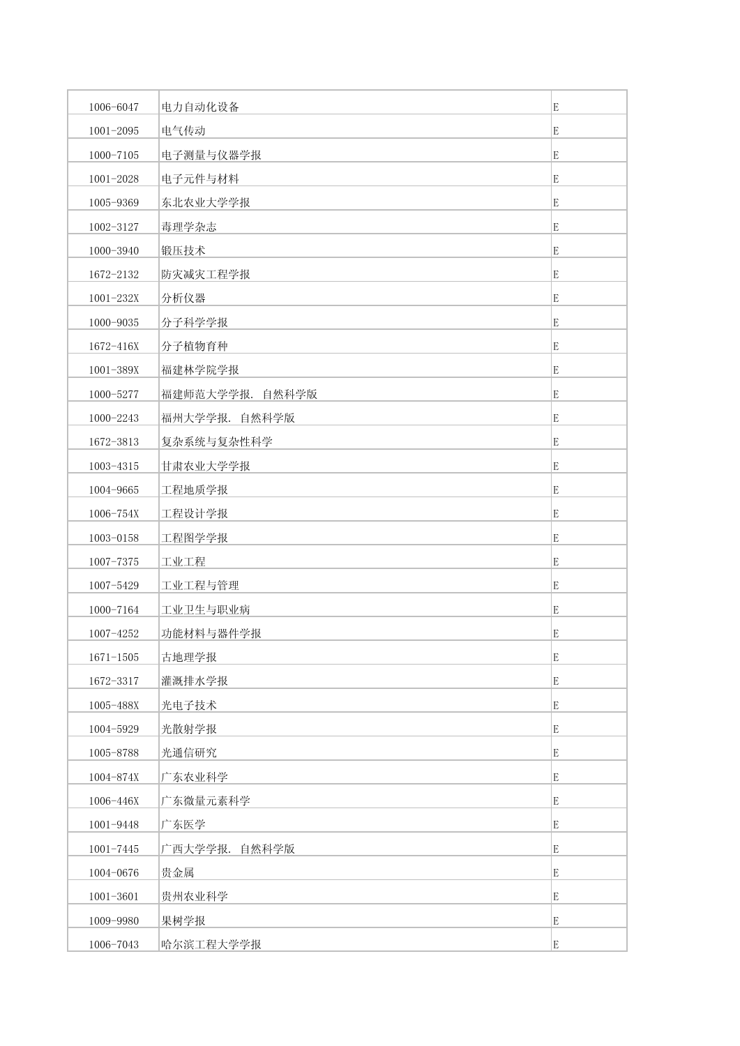| 1006-6047 | 电力自动化设备 | E |
|---|---|---|
| 1001-2095 | 电气传动 | E |
| 1000-7105 | 电子测量与仪器学报 | E |
| 1001-2028 | 电子元件与材料 | E |
| 1005-9369 | 东北农业大学学报 | E |
| 1002-3127 | 毒理学杂志 | E |
| 1000-3940 | 锻压技术 | E |
| 1672-2132 | 防灾减灾工程学报 | E |
| 1001-232X | 分析仪器 | E |
| 1000-9035 | 分子科学学报 | E |
| 1672-416X | 分子植物育种 | E |
| 1001-389X | 福建林学院学报 | E |
| 1000-5277 | 福建师范大学学报. 自然科学版 | E |
| 1000-2243 | 福州大学学报. 自然科学版 | E |
| 1672-3813 | 复杂系统与复杂性科学 | E |
| 1003-4315 | 甘肃农业大学学报 | E |
| 1004-9665 | 工程地质学报 | E |
| 1006-754X | 工程设计学报 | E |
| 1003-0158 | 工程图学学报 | E |
| 1007-7375 | 工业工程 | E |
| 1007-5429 | 工业工程与管理 | E |
| 1000-7164 | 工业卫生与职业病 | E |
| 1007-4252 | 功能材料与器件学报 | E |
| 1671-1505 | 古地理学报 | E |
| 1672-3317 | 灌溉排水学报 | E |
| 1005-488X | 光电子技术 | E |
| 1004-5929 | 光散射学报 | E |
| 1005-8788 | 光通信研究 | E |
| 1004-874X | 广东农业科学 | E |
| 1006-446X | 广东微量元素科学 | E |
| 1001-9448 | 广东医学 | E |
| 1001-7445 | 广西大学学报. 自然科学版 | E |
| 1004-0676 | 贵金属 | E |
| 1001-3601 | 贵州农业科学 | E |
| 1009-9980 | 果树学报 | E |
| 1006-7043 | 哈尔滨工程大学学报 | E |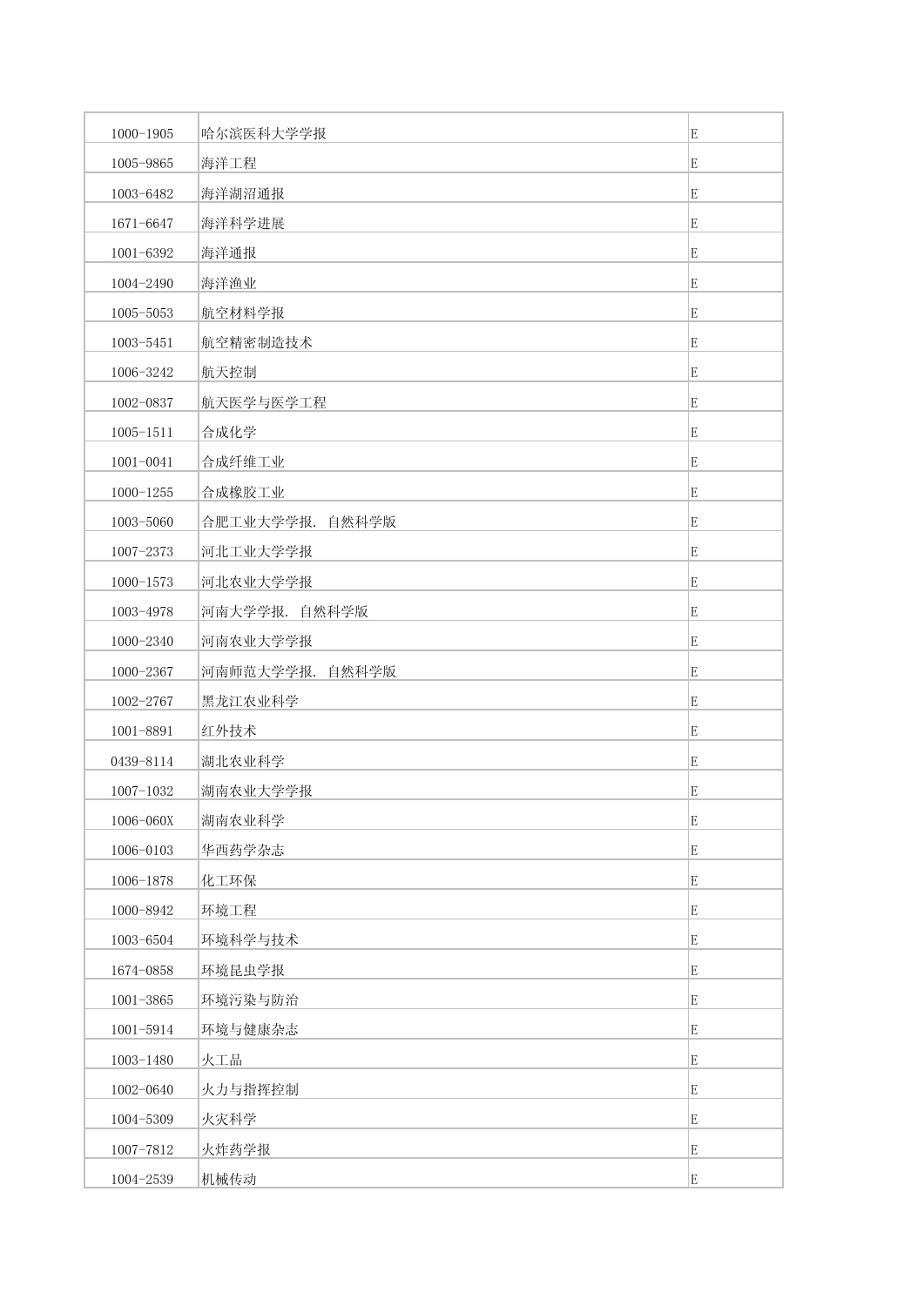| 1000-1905 | 哈尔滨医科大学学报 | E |
|---|---|---|
| 1005-9865 | 海洋工程 | E |
| 1003-6482 | 海洋湖沼通报 | E |
| 1671-6647 | 海洋科学进展 | E |
| 1001-6392 | 海洋通报 | E |
| 1004-2490 | 海洋渔业 | E |
| 1005-5053 | 航空材料学报 | E |
| 1003-5451 | 航空精密制造技术 | E |
| 1006-3242 | 航天控制 | E |
| 1002-0837 | 航天医学与医学工程 | E |
| 1005-1511 | 合成化学 | E |
| 1001-0041 | 合成纤维工业 | E |
| 1000-1255 | 合成橡胶工业 | E |
| 1003-5060 | 合肥工业大学学报. 自然科学版 | E |
| 1007-2373 | 河北工业大学学报 | E |
| 1000-1573 | 河北农业大学学报 | E |
| 1003-4978 | 河南大学学报. 自然科学版 | E |
| 1000-2340 | 河南农业大学学报 | E |
| 1000-2367 | 河南师范大学学报. 自然科学版 | E |
| 1002-2767 | 黑龙江农业科学 | E |
| 1001-8891 | 红外技术 | E |
| 0439-8114 | 湖北农业科学 | E |
| 1007-1032 | 湖南农业大学学报 | E |
| 1006-060X | 湖南农业科学 | E |
| 1006-0103 | 华西药学杂志 | E |
| 1006-1878 | 化工环保 | E |
| 1000-8942 | 环境工程 | E |
| 1003-6504 | 环境科学与技术 | E |
| 1674-0858 | 环境昆虫学报 | E |
| 1001-3865 | 环境污染与防治 | E |
| 1001-5914 | 环境与健康杂志 | E |
| 1003-1480 | 火工品 | E |
| 1002-0640 | 火力与指挥控制 | E |
| 1004-5309 | 火灾科学 | E |
| 1007-7812 | 火炸药学报 | E |
| 1004-2539 | 机械传动 | E |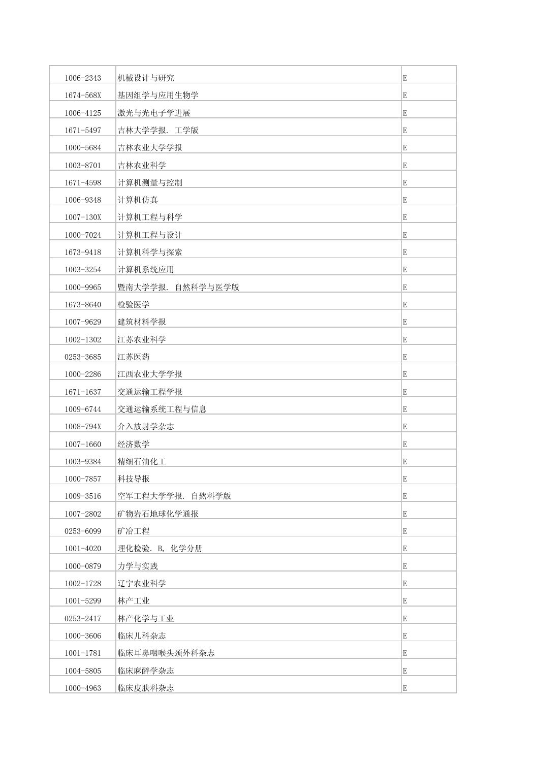| | | |
|---|---|---|
| 1006-2343 | 机械设计与研究 | E |
| 1674-568X | 基因组学与应用生物学 | E |
| 1006-4125 | 激光与光电子学进展 | E |
| 1671-5497 | 吉林大学学报. 工学版 | E |
| 1000-5684 | 吉林农业大学学报 | E |
| 1003-8701 | 吉林农业科学 | E |
| 1671-4598 | 计算机测量与控制 | E |
| 1006-9348 | 计算机仿真 | E |
| 1007-130X | 计算机工程与科学 | E |
| 1000-7024 | 计算机工程与设计 | E |
| 1673-9418 | 计算机科学与探索 | E |
| 1003-3254 | 计算机系统应用 | E |
| 1000-9965 | 暨南大学学报. 自然科学与医学版 | E |
| 1673-8640 | 检验医学 | E |
| 1007-9629 | 建筑材料学报 | E |
| 1002-1302 | 江苏农业科学 | E |
| 0253-3685 | 江苏医药 | E |
| 1000-2286 | 江西农业大学学报 | E |
| 1671-1637 | 交通运输工程学报 | E |
| 1009-6744 | 交通运输系统工程与信息 | E |
| 1008-794X | 介入放射学杂志 | E |
| 1007-1660 | 经济数学 | E |
| 1003-9384 | 精细石油化工 | E |
| 1000-7857 | 科技导报 | E |
| 1009-3516 | 空军工程大学学报. 自然科学版 | E |
| 1007-2802 | 矿物岩石地球化学通报 | E |
| 0253-6099 | 矿冶工程 | E |
| 1001-4020 | 理化检验. B, 化学分册 | E |
| 1000-0879 | 力学与实践 | E |
| 1002-1728 | 辽宁农业科学 | E |
| 1001-5299 | 林产工业 | E |
| 0253-2417 | 林产化学与工业 | E |
| 1000-3606 | 临床儿科杂志 | E |
| 1001-1781 | 临床耳鼻咽喉头颈外科杂志 | E |
| 1004-5805 | 临床麻醉学杂志 | E |
| 1000-4963 | 临床皮肤科杂志 | E |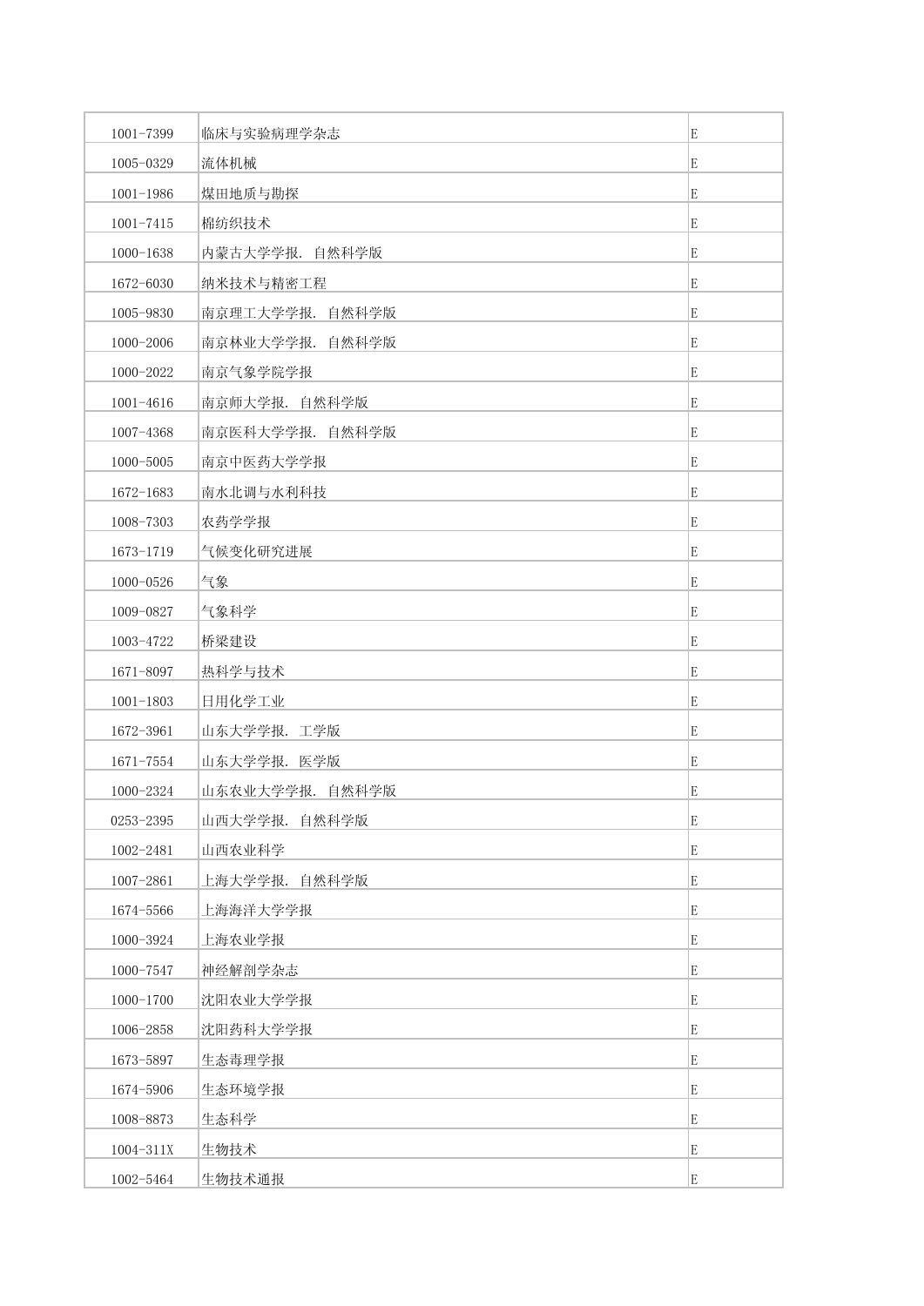| | | |
|---|---|---|
| 1001-7399 | 临床与实验病理学杂志 | E |
| 1005-0329 | 流体机械 | E |
| 1001-1986 | 煤田地质与勘探 | E |
| 1001-7415 | 棉纺织技术 | E |
| 1000-1638 | 内蒙古大学学报. 自然科学版 | E |
| 1672-6030 | 纳米技术与精密工程 | E |
| 1005-9830 | 南京理工大学学报. 自然科学版 | E |
| 1000-2006 | 南京林业大学学报. 自然科学版 | E |
| 1000-2022 | 南京气象学院学报 | E |
| 1001-4616 | 南京师大学报. 自然科学版 | E |
| 1007-4368 | 南京医科大学学报. 自然科学版 | E |
| 1000-5005 | 南京中医药大学学报 | E |
| 1672-1683 | 南水北调与水利科技 | E |
| 1008-7303 | 农药学学报 | E |
| 1673-1719 | 气候变化研究进展 | E |
| 1000-0526 | 气象 | E |
| 1009-0827 | 气象科学 | E |
| 1003-4722 | 桥梁建设 | E |
| 1671-8097 | 热科学与技术 | E |
| 1001-1803 | 日用化学工业 | E |
| 1672-3961 | 山东大学学报. 工学版 | E |
| 1671-7554 | 山东大学学报. 医学版 | E |
| 1000-2324 | 山东农业大学学报. 自然科学版 | E |
| 0253-2395 | 山西大学学报. 自然科学版 | E |
| 1002-2481 | 山西农业科学 | E |
| 1007-2861 | 上海大学学报. 自然科学版 | E |
| 1674-5566 | 上海海洋大学学报 | E |
| 1000-3924 | 上海农业学报 | E |
| 1000-7547 | 神经解剖学杂志 | E |
| 1000-1700 | 沈阳农业大学学报 | E |
| 1006-2858 | 沈阳药科大学学报 | E |
| 1673-5897 | 生态毒理学报 | E |
| 1674-5906 | 生态环境学报 | E |
| 1008-8873 | 生态科学 | E |
| 1004-311X | 生物技术 | E |
| 1002-5464 | 生物技术通报 | E |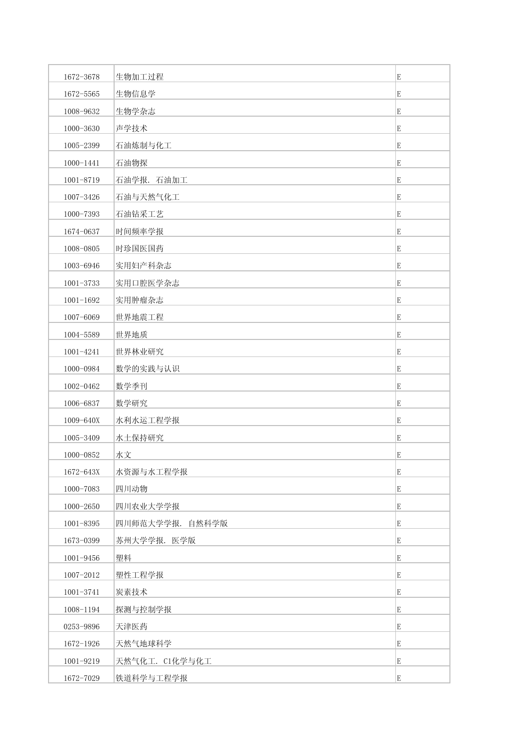| | | |
|---|---|---|
| 1672-3678 | 生物加工过程 | E |
| 1672-5565 | 生物信息学 | E |
| 1008-9632 | 生物学杂志 | E |
| 1000-3630 | 声学技术 | E |
| 1005-2399 | 石油炼制与化工 | E |
| 1000-1441 | 石油物探 | E |
| 1001-8719 | 石油学报. 石油加工 | E |
| 1007-3426 | 石油与天然气化工 | E |
| 1000-7393 | 石油钻采工艺 | E |
| 1674-0637 | 时间频率学报 | E |
| 1008-0805 | 时珍国医国药 | E |
| 1003-6946 | 实用妇产科杂志 | E |
| 1001-3733 | 实用口腔医学杂志 | E |
| 1001-1692 | 实用肿瘤杂志 | E |
| 1007-6069 | 世界地震工程 | E |
| 1004-5589 | 世界地质 | E |
| 1001-4241 | 世界林业研究 | E |
| 1000-0984 | 数学的实践与认识 | E |
| 1002-0462 | 数学季刊 | E |
| 1006-6837 | 数学研究 | E |
| 1009-640X | 水利水运工程学报 | E |
| 1005-3409 | 水土保持研究 | E |
| 1000-0852 | 水文 | E |
| 1672-643X | 水资源与水工程学报 | E |
| 1000-7083 | 四川动物 | E |
| 1000-2650 | 四川农业大学学报 | E |
| 1001-8395 | 四川师范大学学报. 自然科学版 | E |
| 1673-0399 | 苏州大学学报. 医学版 | E |
| 1001-9456 | 塑料 | E |
| 1007-2012 | 塑性工程学报 | E |
| 1001-3741 | 炭素技术 | E |
| 1008-1194 | 探测与控制学报 | E |
| 0253-9896 | 天津医药 | E |
| 1672-1926 | 天然气地球科学 | E |
| 1001-9219 | 天然气化工. C1化学与化工 | E |
| 1672-7029 | 铁道科学与工程学报 | E |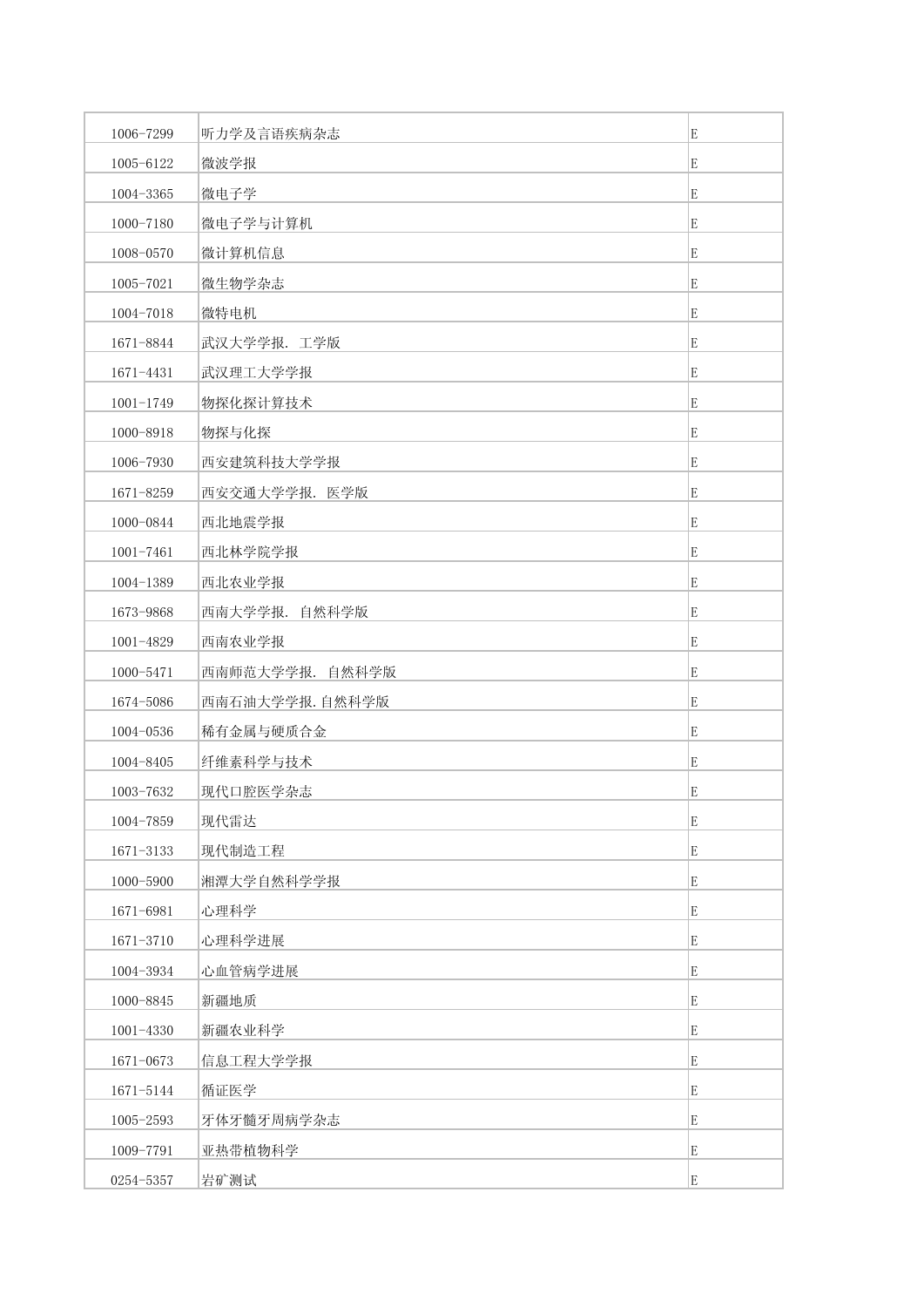| | | |
|---|---|---|
| 1006-7299 | 听力学及言语疾病杂志 | E |
| 1005-6122 | 微波学报 | E |
| 1004-3365 | 微电子学 | E |
| 1000-7180 | 微电子学与计算机 | E |
| 1008-0570 | 微计算机信息 | E |
| 1005-7021 | 微生物学杂志 | E |
| 1004-7018 | 微特电机 | E |
| 1671-8844 | 武汉大学学报. 工学版 | E |
| 1671-4431 | 武汉理工大学学报 | E |
| 1001-1749 | 物探化探计算技术 | E |
| 1000-8918 | 物探与化探 | E |
| 1006-7930 | 西安建筑科技大学学报 | E |
| 1671-8259 | 西安交通大学学报. 医学版 | E |
| 1000-0844 | 西北地震学报 | E |
| 1001-7461 | 西北林学院学报 | E |
| 1004-1389 | 西北农业学报 | E |
| 1673-9868 | 西南大学学报. 自然科学版 | E |
| 1001-4829 | 西南农业学报 | E |
| 1000-5471 | 西南师范大学学报. 自然科学版 | E |
| 1674-5086 | 西南石油大学学报.自然科学版 | E |
| 1004-0536 | 稀有金属与硬质合金 | E |
| 1004-8405 | 纤维素科学与技术 | E |
| 1003-7632 | 现代口腔医学杂志 | E |
| 1004-7859 | 现代雷达 | E |
| 1671-3133 | 现代制造工程 | E |
| 1000-5900 | 湘潭大学自然科学学报 | E |
| 1671-6981 | 心理科学 | E |
| 1671-3710 | 心理科学进展 | E |
| 1004-3934 | 心血管病学进展 | E |
| 1000-8845 | 新疆地质 | E |
| 1001-4330 | 新疆农业科学 | E |
| 1671-0673 | 信息工程大学学报 | E |
| 1671-5144 | 循证医学 | E |
| 1005-2593 | 牙体牙髓牙周病学杂志 | E |
| 1009-7791 | 亚热带植物科学 | E |
| 0254-5357 | 岩矿测试 | E |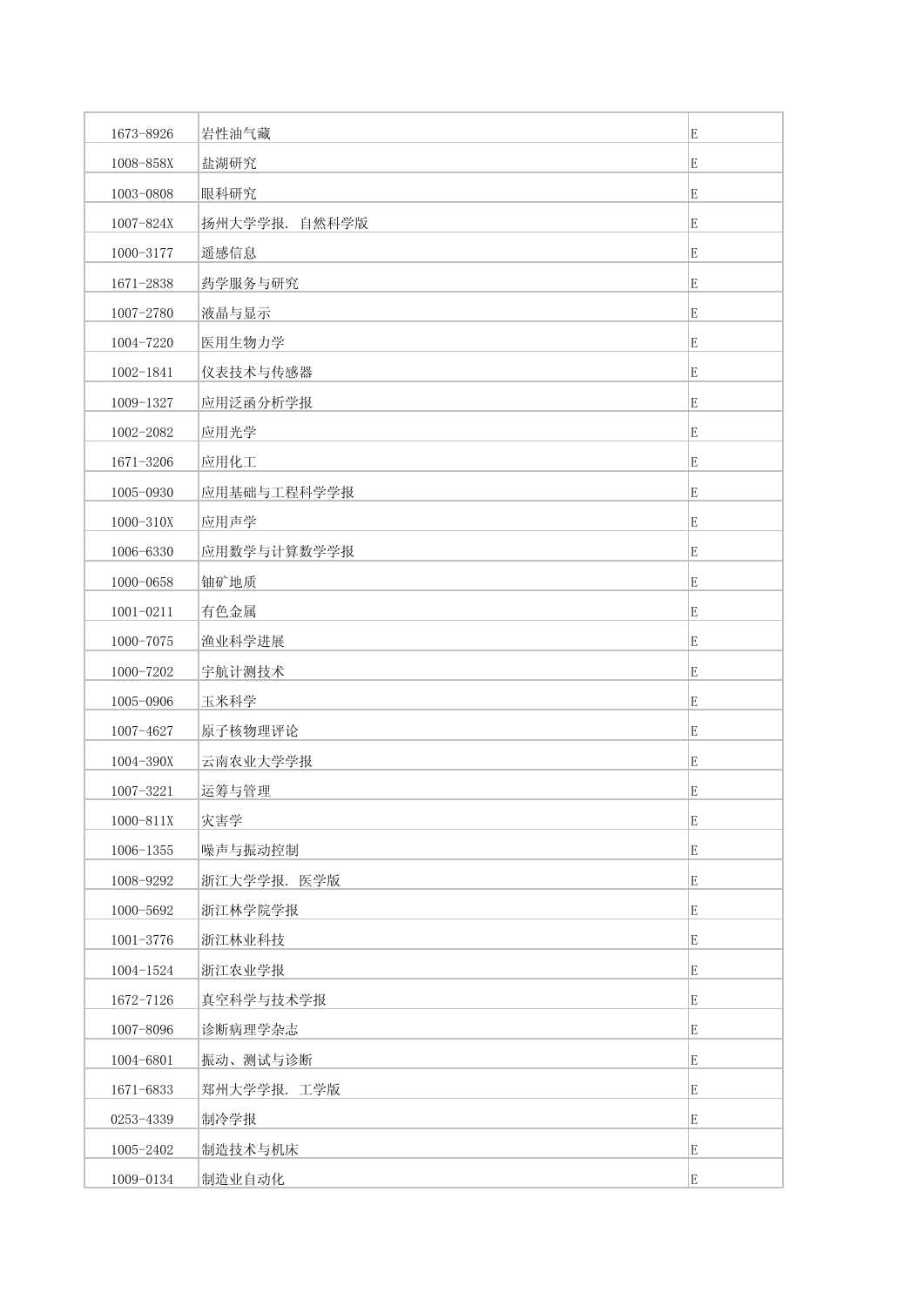| | | |
|---|---|---|
| 1673-8926 | 岩性油气藏 | E |
| 1008-858X | 盐湖研究 | E |
| 1003-0808 | 眼科研究 | E |
| 1007-824X | 扬州大学学报. 自然科学版 | E |
| 1000-3177 | 遥感信息 | E |
| 1671-2838 | 药学服务与研究 | E |
| 1007-2780 | 液晶与显示 | E |
| 1004-7220 | 医用生物力学 | E |
| 1002-1841 | 仪表技术与传感器 | E |
| 1009-1327 | 应用泛函分析学报 | E |
| 1002-2082 | 应用光学 | E |
| 1671-3206 | 应用化工 | E |
| 1005-0930 | 应用基础与工程科学学报 | E |
| 1000-310X | 应用声学 | E |
| 1006-6330 | 应用数学与计算数学学报 | E |
| 1000-0658 | 铀矿地质 | E |
| 1001-0211 | 有色金属 | E |
| 1000-7075 | 渔业科学进展 | E |
| 1000-7202 | 宇航计测技术 | E |
| 1005-0906 | 玉米科学 | E |
| 1007-4627 | 原子核物理评论 | E |
| 1004-390X | 云南农业大学学报 | E |
| 1007-3221 | 运筹与管理 | E |
| 1000-811X | 灾害学 | E |
| 1006-1355 | 噪声与振动控制 | E |
| 1008-9292 | 浙江大学学报. 医学版 | E |
| 1000-5692 | 浙江林学院学报 | E |
| 1001-3776 | 浙江林业科技 | E |
| 1004-1524 | 浙江农业学报 | E |
| 1672-7126 | 真空科学与技术学报 | E |
| 1007-8096 | 诊断病理学杂志 | E |
| 1004-6801 | 振动、测试与诊断 | E |
| 1671-6833 | 郑州大学学报. 工学版 | E |
| 0253-4339 | 制冷学报 | E |
| 1005-2402 | 制造技术与机床 | E |
| 1009-0134 | 制造业自动化 | E |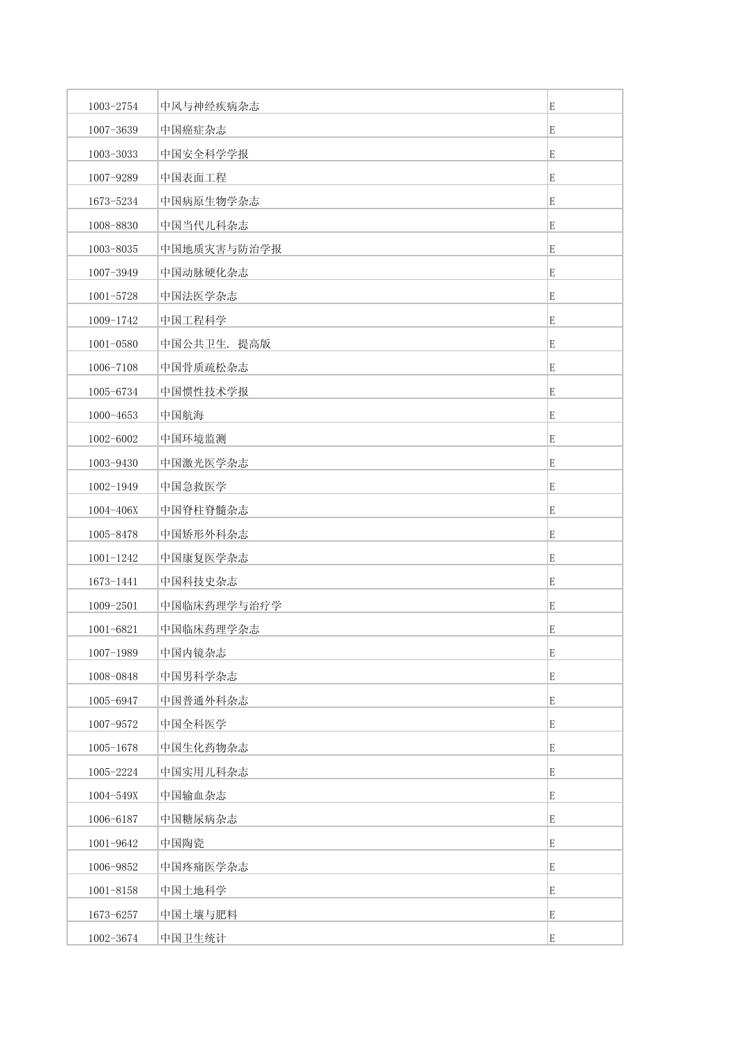| | | |
|---|---|---|
| 1003-2754 | 中风与神经疾病杂志 | E |
| 1007-3639 | 中国癌症杂志 | E |
| 1003-3033 | 中国安全科学学报 | E |
| 1007-9289 | 中国表面工程 | E |
| 1673-5234 | 中国病原生物学杂志 | E |
| 1008-8830 | 中国当代儿科杂志 | E |
| 1003-8035 | 中国地质灾害与防治学报 | E |
| 1007-3949 | 中国动脉硬化杂志 | E |
| 1001-5728 | 中国法医学杂志 | E |
| 1009-1742 | 中国工程科学 | E |
| 1001-0580 | 中国公共卫生. 提高版 | E |
| 1006-7108 | 中国骨质疏松杂志 | E |
| 1005-6734 | 中国惯性技术学报 | E |
| 1000-4653 | 中国航海 | E |
| 1002-6002 | 中国环境监测 | E |
| 1003-9430 | 中国激光医学杂志 | E |
| 1002-1949 | 中国急救医学 | E |
| 1004-406X | 中国脊柱脊髓杂志 | E |
| 1005-8478 | 中国矫形外科杂志 | E |
| 1001-1242 | 中国康复医学杂志 | E |
| 1673-1441 | 中国科技史杂志 | E |
| 1009-2501 | 中国临床药理学与治疗学 | E |
| 1001-6821 | 中国临床药理学杂志 | E |
| 1007-1989 | 中国内镜杂志 | E |
| 1008-0848 | 中国男科学杂志 | E |
| 1005-6947 | 中国普通外科杂志 | E |
| 1007-9572 | 中国全科医学 | E |
| 1005-1678 | 中国生化药物杂志 | E |
| 1005-2224 | 中国实用儿科杂志 | E |
| 1004-549X | 中国输血杂志 | E |
| 1006-6187 | 中国糖尿病杂志 | E |
| 1001-9642 | 中国陶瓷 | E |
| 1006-9852 | 中国疼痛医学杂志 | E |
| 1001-8158 | 中国土地科学 | E |
| 1673-6257 | 中国土壤与肥料 | E |
| 1002-3674 | 中国卫生统计 | E |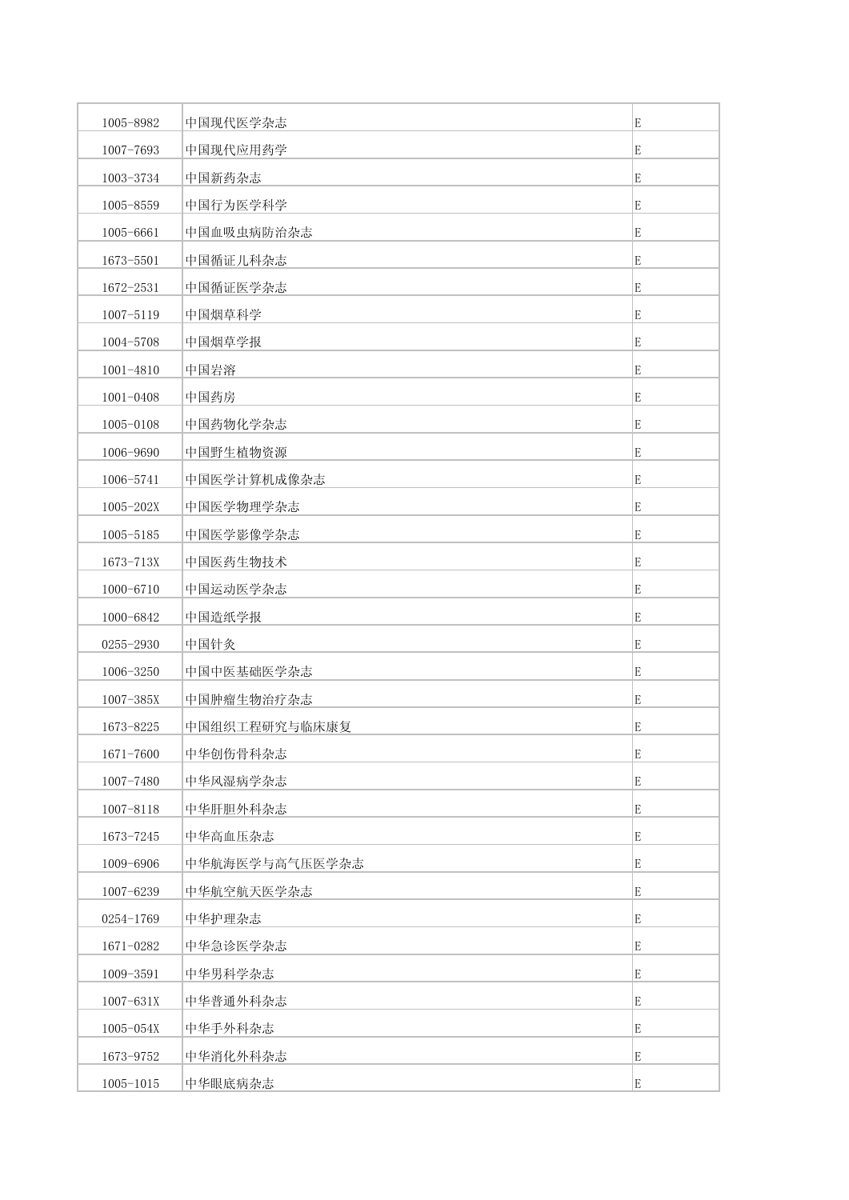| | | |
|---|---|---|
| 1005-8982 | 中国现代医学杂志 | E |
| 1007-7693 | 中国现代应用药学 | E |
| 1003-3734 | 中国新药杂志 | E |
| 1005-8559 | 中国行为医学科学 | E |
| 1005-6661 | 中国血吸虫病防治杂志 | E |
| 1673-5501 | 中国循证儿科杂志 | E |
| 1672-2531 | 中国循证医学杂志 | E |
| 1007-5119 | 中国烟草科学 | E |
| 1004-5708 | 中国烟草学报 | E |
| 1001-4810 | 中国岩溶 | E |
| 1001-0408 | 中国药房 | E |
| 1005-0108 | 中国药物化学杂志 | E |
| 1006-9690 | 中国野生植物资源 | E |
| 1006-5741 | 中国医学计算机成像杂志 | E |
| 1005-202X | 中国医学物理学杂志 | E |
| 1005-5185 | 中国医学影像学杂志 | E |
| 1673-713X | 中国医药生物技术 | E |
| 1000-6710 | 中国运动医学杂志 | E |
| 1000-6842 | 中国造纸学报 | E |
| 0255-2930 | 中国针灸 | E |
| 1006-3250 | 中国中医基础医学杂志 | E |
| 1007-385X | 中国肿瘤生物治疗杂志 | E |
| 1673-8225 | 中国组织工程研究与临床康复 | E |
| 1671-7600 | 中华创伤骨科杂志 | E |
| 1007-7480 | 中华风湿病学杂志 | E |
| 1007-8118 | 中华肝胆外科杂志 | E |
| 1673-7245 | 中华高血压杂志 | E |
| 1009-6906 | 中华航海医学与高气压医学杂志 | E |
| 1007-6239 | 中华航空航天医学杂志 | E |
| 0254-1769 | 中华护理杂志 | E |
| 1671-0282 | 中华急诊医学杂志 | E |
| 1009-3591 | 中华男科学杂志 | E |
| 1007-631X | 中华普通外科杂志 | E |
| 1005-054X | 中华手外科杂志 | E |
| 1673-9752 | 中华消化外科杂志 | E |
| 1005-1015 | 中华眼底病杂志 | E |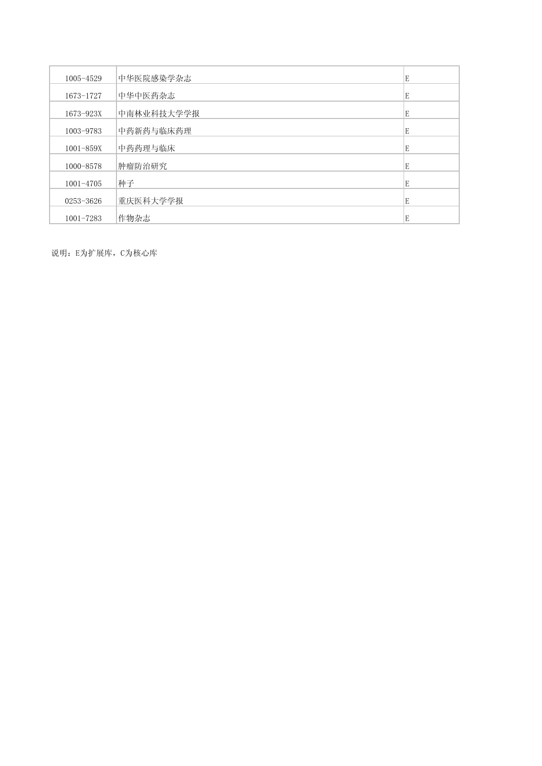| | | |
|---|---|---|
| 1005-4529 | 中华医院感染学杂志 | E |
| 1673-1727 | 中华中医药杂志 | E |
| 1673-923X | 中南林业科技大学学报 | E |
| 1003-9783 | 中药新药与临床药理 | E |
| 1001-859X | 中药药理与临床 | E |
| 1000-8578 | 肿瘤防治研究 | E |
| 1001-4705 | 种子 | E |
| 0253-3626 | 重庆医科大学学报 | E |
| 1001-7283 | 作物杂志 | E |

说明：E为扩展库，C为核心库